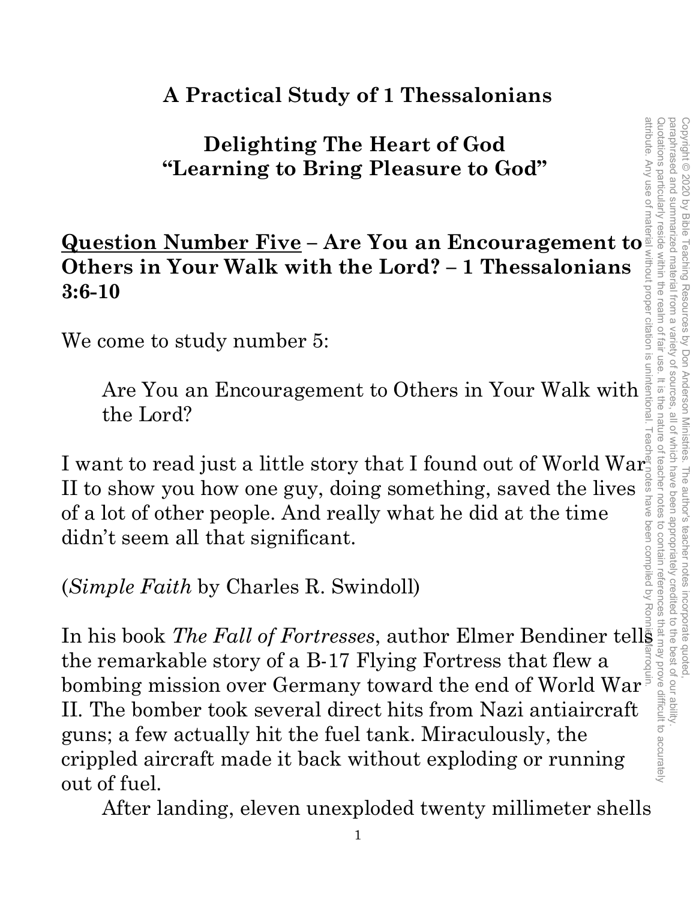# A Practical Study of 1 Thessalonians

## Delighting The Heart of God
## "Learning to Bring Pleasure to God"

**<u>Question Number Five</u> – Are You an Encouragement to Others in Your Walk with the Lord? – 1 Thessalonians 3:6-10**

We come to study number 5:

> Are You an Encouragement to Others in Your Walk with the Lord?

I want to read just a little story that I found out of World War II to show you how one guy, doing something, saved the lives of a lot of other people. And really what he did at the time didn't seem all that significant.

(*Simple Faith* by Charles R. Swindoll)

In his book *The Fall of Fortresses*, author Elmer Bendiner tells the remarkable story of a B-17 Flying Fortress that flew a bombing mission over Germany toward the end of World War II. The bomber took several direct hits from Nazi antiaircraft guns; a few actually hit the fuel tank. Miraculously, the crippled aircraft made it back without exploding or running out of fuel.

After landing, eleven unexploded twenty millimeter shells

Copyright © 2020 by Bible Teaching Resources by Don Anderson Ministries. The author's teacher notes incorporate quoted, paraphrased and summarized material from a variety of sources, all of which have been appropriately credited to the best of our ability. Quotations particularly reside within the realm of fair use. It is the nature of teacher notes to contain references that may prove difficult to accurately attribute. Any use of material without proper citation is unintentional. Teacher notes have been compiled by Ronnie Marroquin.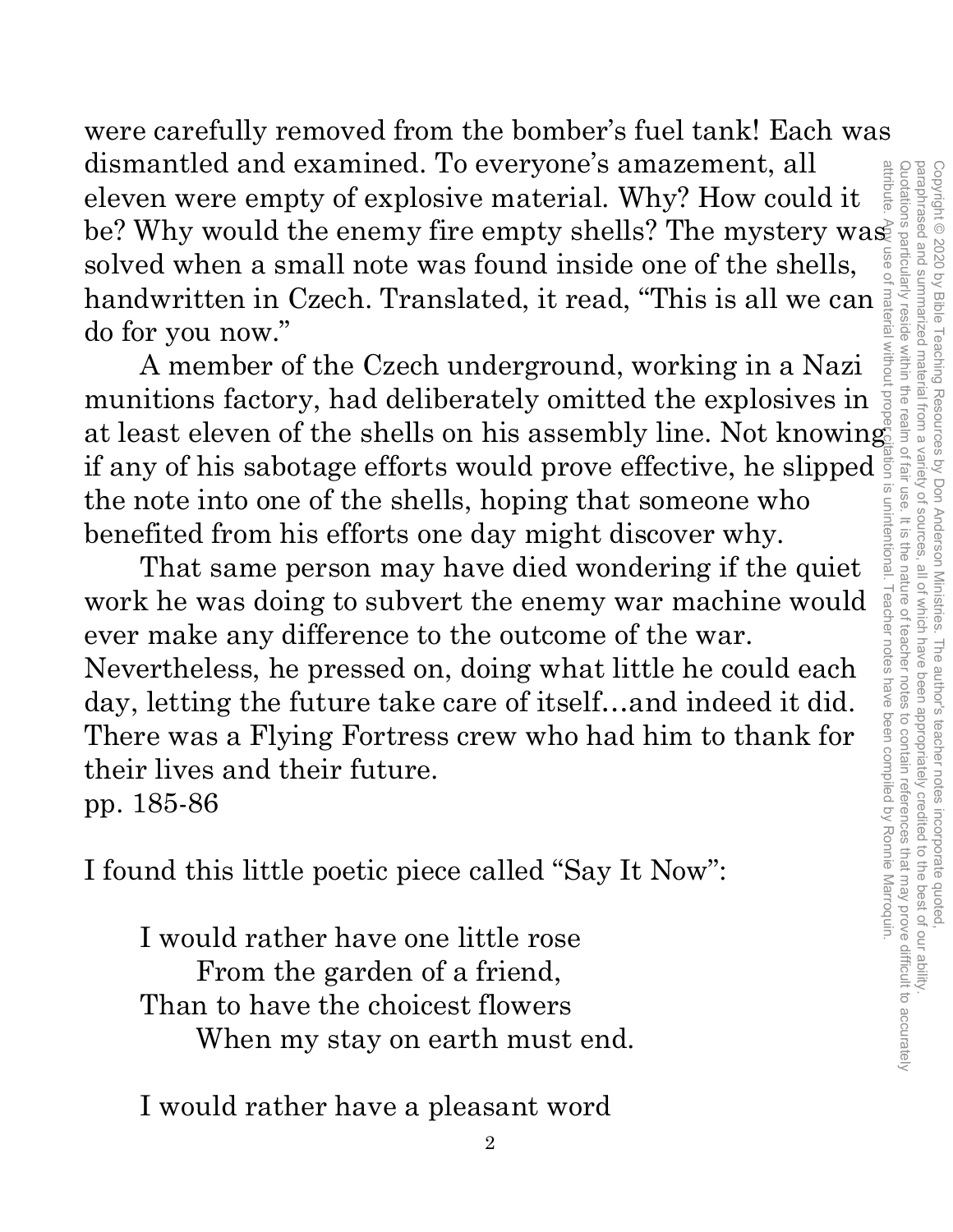were carefully removed from the bomber's fuel tank! Each was dismantled and examined. To everyone's amazement, all eleven were empty of explosive material. Why? How could it be? Why would the enemy fire empty shells? The mystery was solved when a small note was found inside one of the shells, handwritten in Czech. Translated, it read, "This is all we can do for you now."

A member of the Czech underground, working in a Nazi munitions factory, had deliberately omitted the explosives in at least eleven of the shells on his assembly line. Not knowing if any of his sabotage efforts would prove effective, he slipped the note into one of the shells, hoping that someone who benefited from his efforts one day might discover why.

That same person may have died wondering if the quiet work he was doing to subvert the enemy war machine would ever make any difference to the outcome of the war. Nevertheless, he pressed on, doing what little he could each day, letting the future take care of itself…and indeed it did. There was a Flying Fortress crew who had him to thank for their lives and their future.
pp. 185-86

I found this little poetic piece called "Say It Now":

> I would rather have one little rose
> From the garden of a friend,
> Than to have the choicest flowers
> When my stay on earth must end.
>
> I would rather have a pleasant word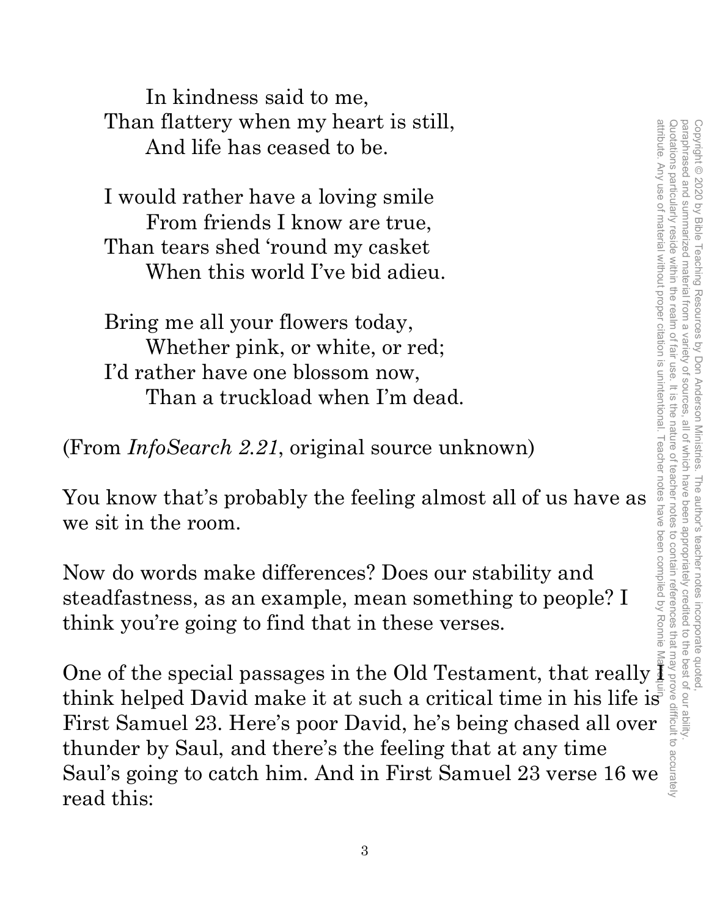In kindness said to me,
Than flattery when my heart is still,
And life has ceased to be.

I would rather have a loving smile
From friends I know are true,
Than tears shed 'round my casket
When this world I've bid adieu.

Bring me all your flowers today,
Whether pink, or white, or red;
I'd rather have one blossom now,
Than a truckload when I'm dead.

(From *InfoSearch 2.21*, original source unknown)

You know that's probably the feeling almost all of us have as we sit in the room.

Now do words make differences? Does our stability and steadfastness, as an example, mean something to people? I think you're going to find that in these verses.

One of the special passages in the Old Testament, that really I think helped David make it at such a critical time in his life is First Samuel 23. Here's poor David, he's being chased all over thunder by Saul, and there's the feeling that at any time Saul's going to catch him. And in First Samuel 23 verse 16 we read this: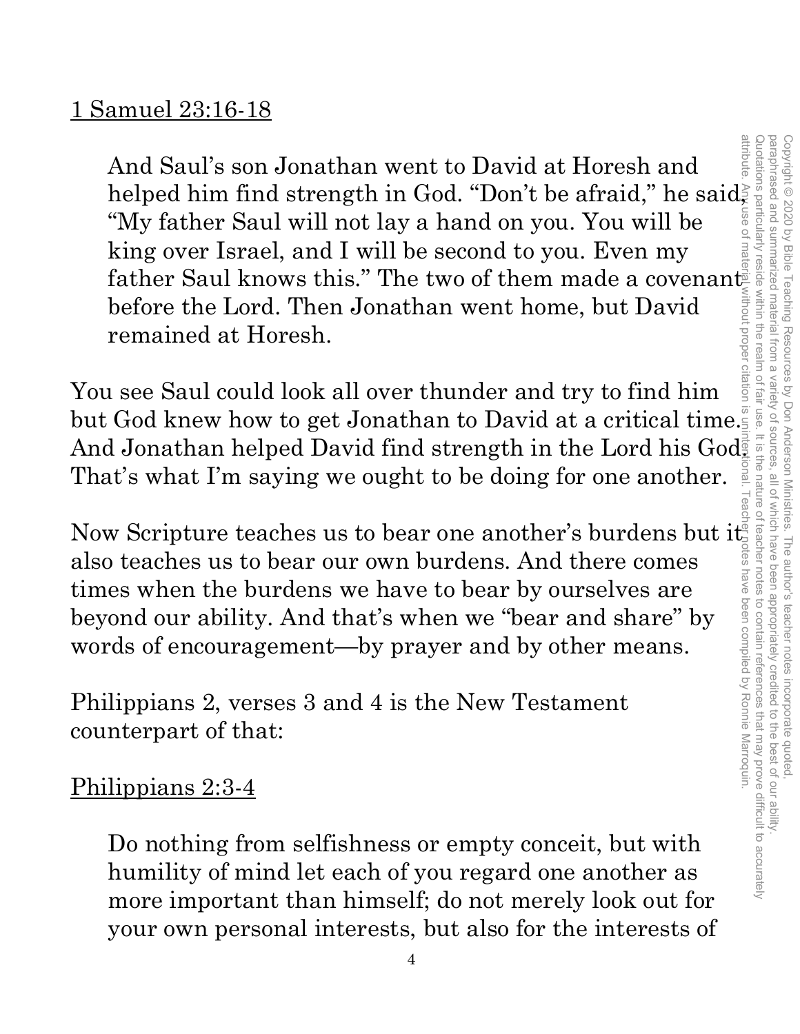1 Samuel 23:16-18

> And Saul's son Jonathan went to David at Horesh and helped him find strength in God. "Don't be afraid," he said, "My father Saul will not lay a hand on you. You will be king over Israel, and I will be second to you. Even my father Saul knows this." The two of them made a covenant before the Lord. Then Jonathan went home, but David remained at Horesh.

You see Saul could look all over thunder and try to find him but God knew how to get Jonathan to David at a critical time. And Jonathan helped David find strength in the Lord his God. That's what I'm saying we ought to be doing for one another.

Now Scripture teaches us to bear one another's burdens but it also teaches us to bear our own burdens. And there comes times when the burdens we have to bear by ourselves are beyond our ability. And that's when we "bear and share" by words of encouragement—by prayer and by other means.

Philippians 2, verses 3 and 4 is the New Testament counterpart of that:

Philippians 2:3-4

> Do nothing from selfishness or empty conceit, but with humility of mind let each of you regard one another as more important than himself; do not merely look out for your own personal interests, but also for the interests of

Copyright © 2020 by Bible Teaching Resources by Don Anderson Ministries. The author's teacher notes incorporate quoted, paraphrased and summarized material from a variety of sources, all of which have been appropriately credited to the best of our ability. Quotations particularly reside within the realm of fair use. It is the nature of teacher notes to contain references that may prove difficult to accurately attribute. Any use of material without proper citation is unintentional. Teacher notes have been compiled by Ronnie Marroquin.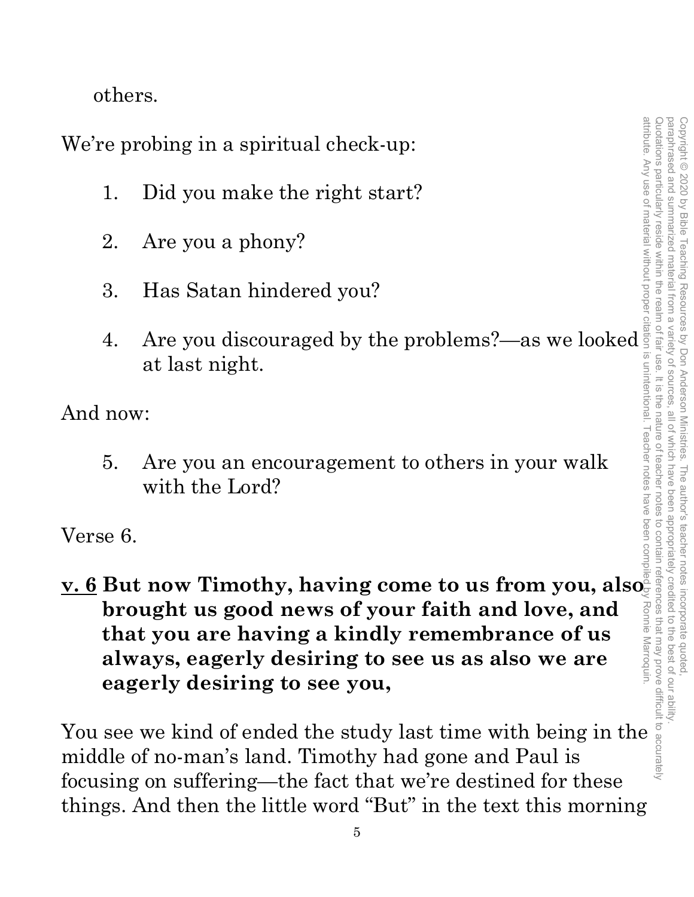others.

We're probing in a spiritual check-up:

1. Did you make the right start?

2. Are you a phony?

3. Has Satan hindered you?

4. Are you discouraged by the problems?—as we looked at last night.

And now:

5. Are you an encouragement to others in your walk with the Lord?

Verse 6.

**<u>v. 6</u> But now Timothy, having come to us from you, also brought us good news of your faith and love, and that you are having a kindly remembrance of us always, eagerly desiring to see us as also we are eagerly desiring to see you,**

You see we kind of ended the study last time with being in the middle of no-man's land. Timothy had gone and Paul is focusing on suffering—the fact that we're destined for these things. And then the little word "But" in the text this morning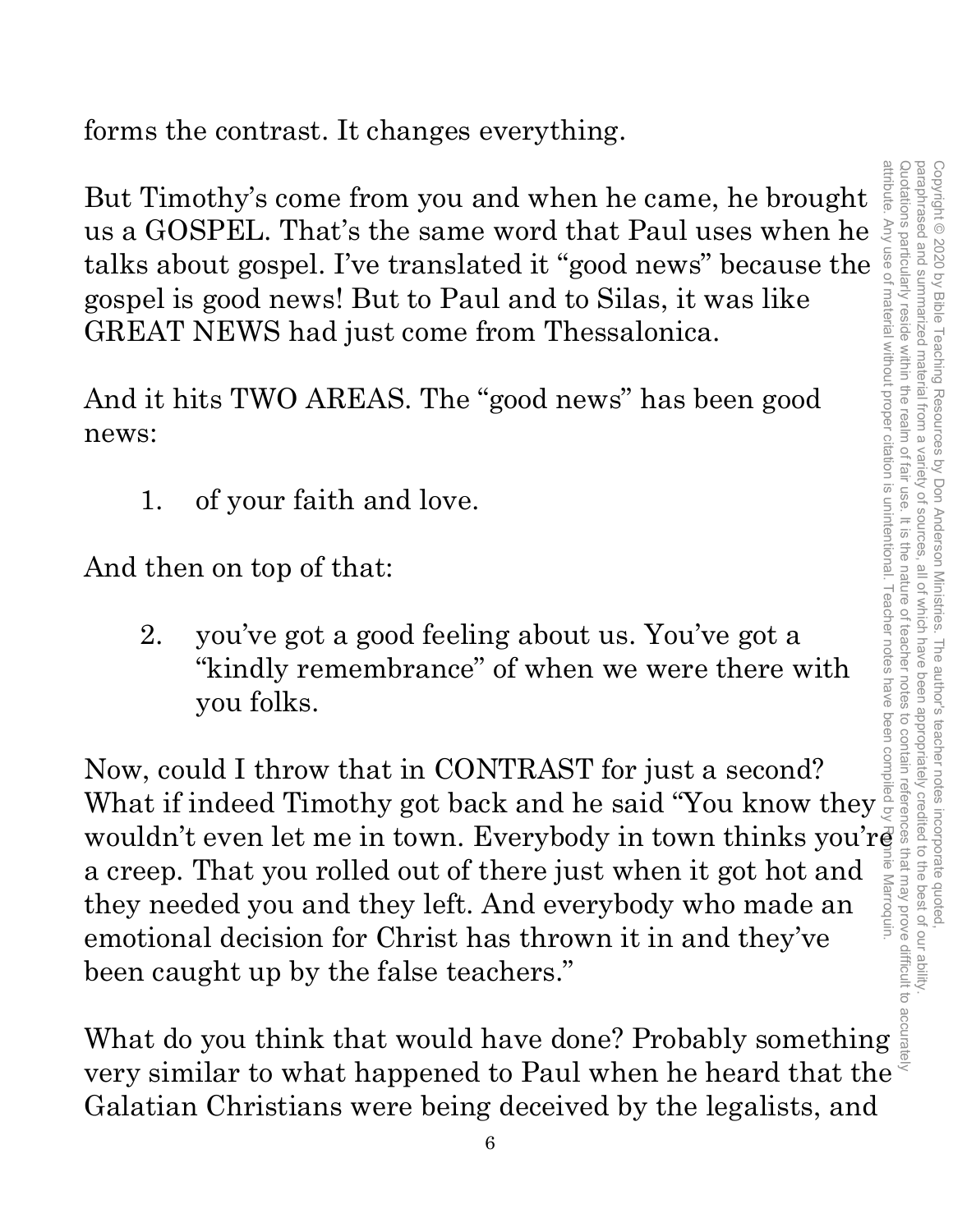forms the contrast. It changes everything.

But Timothy's come from you and when he came, he brought us a GOSPEL. That's the same word that Paul uses when he talks about gospel. I've translated it "good news" because the gospel is good news! But to Paul and to Silas, it was like GREAT NEWS had just come from Thessalonica.

And it hits TWO AREAS. The "good news" has been good news:

1. of your faith and love.

And then on top of that:

2. you've got a good feeling about us. You've got a "kindly remembrance" of when we were there with you folks.

Now, could I throw that in CONTRAST for just a second? What if indeed Timothy got back and he said "You know they wouldn't even let me in town. Everybody in town thinks you're a creep. That you rolled out of there just when it got hot and they needed you and they left. And everybody who made an emotional decision for Christ has thrown it in and they've been caught up by the false teachers."

What do you think that would have done? Probably something very similar to what happened to Paul when he heard that the Galatian Christians were being deceived by the legalists, and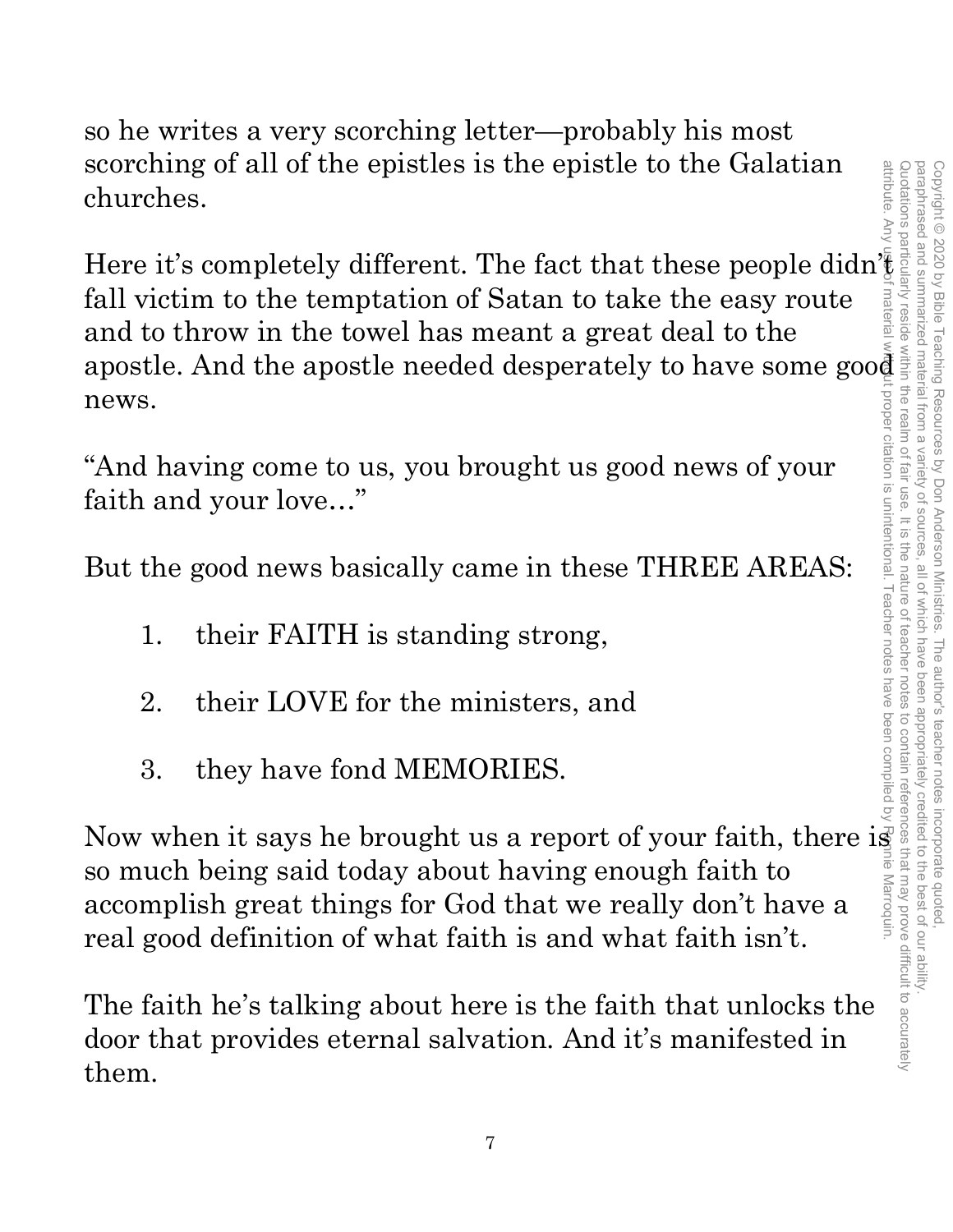so he writes a very scorching letter—probably his most scorching of all of the epistles is the epistle to the Galatian churches.

Here it's completely different. The fact that these people didn't fall victim to the temptation of Satan to take the easy route and to throw in the towel has meant a great deal to the apostle. And the apostle needed desperately to have some good news.

"And having come to us, you brought us good news of your faith and your love…"

But the good news basically came in these THREE AREAS:

1. their FAITH is standing strong,
2. their LOVE for the ministers, and
3. they have fond MEMORIES.

Now when it says he brought us a report of your faith, there is so much being said today about having enough faith to accomplish great things for God that we really don't have a real good definition of what faith is and what faith isn't.

The faith he's talking about here is the faith that unlocks the door that provides eternal salvation. And it's manifested in them.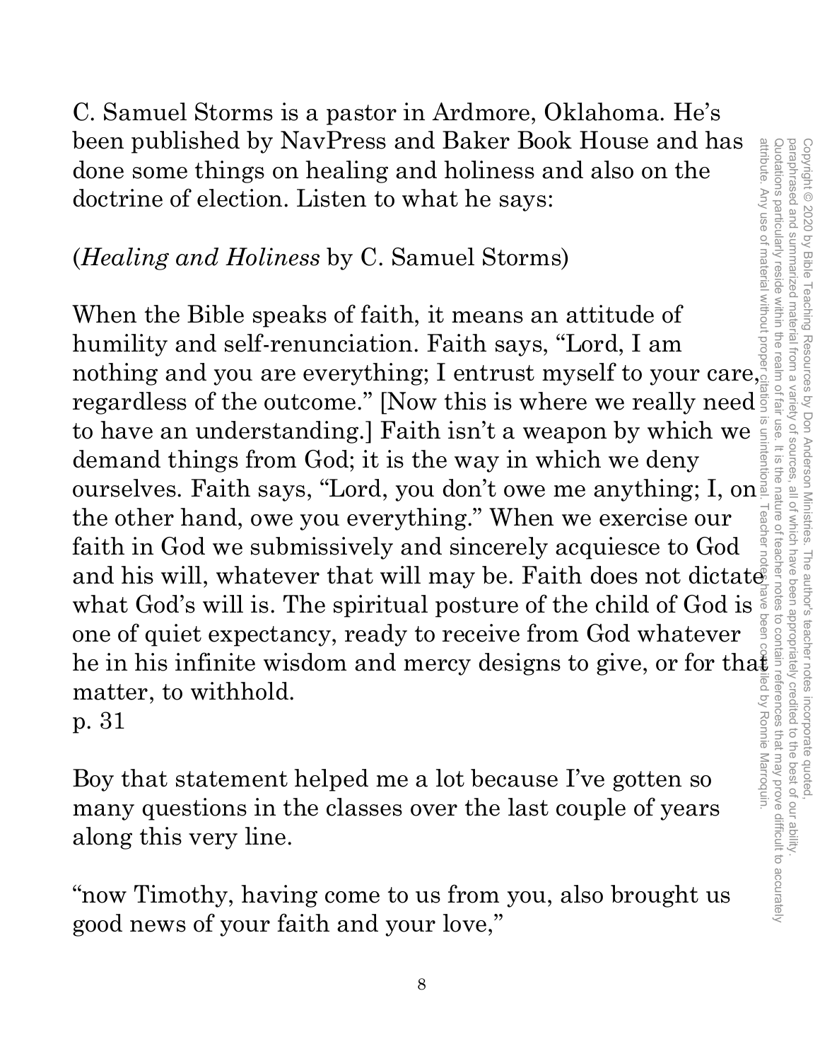C. Samuel Storms is a pastor in Ardmore, Oklahoma. He's been published by NavPress and Baker Book House and has done some things on healing and holiness and also on the doctrine of election. Listen to what he says:

(*Healing and Holiness* by C. Samuel Storms)

When the Bible speaks of faith, it means an attitude of humility and self-renunciation. Faith says, "Lord, I am nothing and you are everything; I entrust myself to your care, regardless of the outcome." [Now this is where we really need to have an understanding.] Faith isn't a weapon by which we demand things from God; it is the way in which we deny ourselves. Faith says, "Lord, you don't owe me anything; I, on the other hand, owe you everything." When we exercise our faith in God we submissively and sincerely acquiesce to God and his will, whatever that will may be. Faith does not dictate what God's will is. The spiritual posture of the child of God is one of quiet expectancy, ready to receive from God whatever he in his infinite wisdom and mercy designs to give, or for that matter, to withhold.
p. 31

Boy that statement helped me a lot because I've gotten so many questions in the classes over the last couple of years along this very line.

"now Timothy, having come to us from you, also brought us good news of your faith and your love,"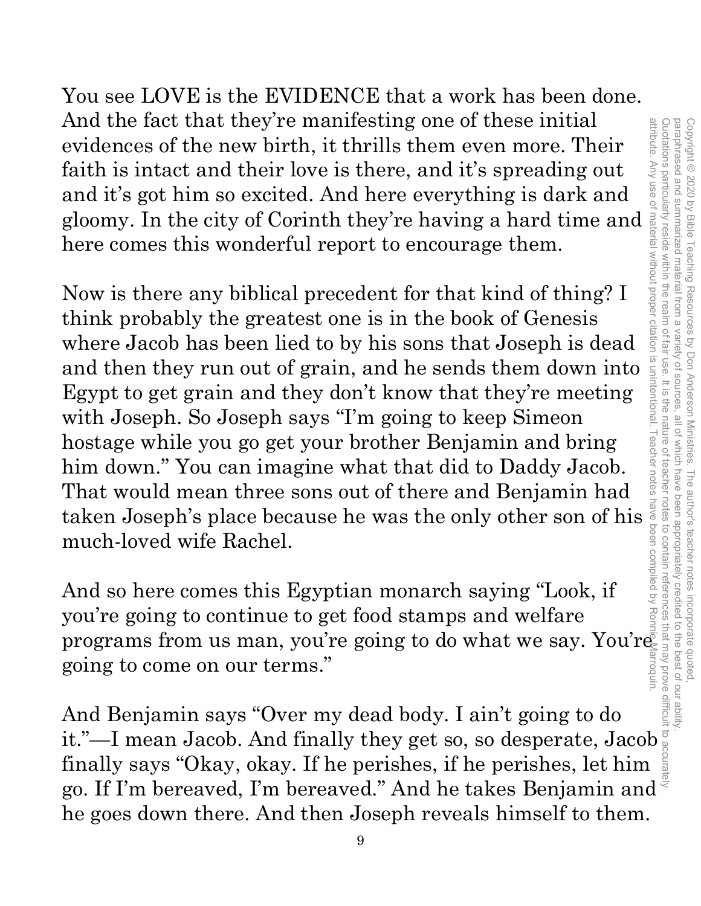You see LOVE is the EVIDENCE that a work has been done. And the fact that they're manifesting one of these initial evidences of the new birth, it thrills them even more. Their faith is intact and their love is there, and it's spreading out and it's got him so excited. And here everything is dark and gloomy. In the city of Corinth they're having a hard time and here comes this wonderful report to encourage them.

Now is there any biblical precedent for that kind of thing? I think probably the greatest one is in the book of Genesis where Jacob has been lied to by his sons that Joseph is dead and then they run out of grain, and he sends them down into Egypt to get grain and they don't know that they're meeting with Joseph. So Joseph says "I'm going to keep Simeon hostage while you go get your brother Benjamin and bring him down." You can imagine what that did to Daddy Jacob. That would mean three sons out of there and Benjamin had taken Joseph's place because he was the only other son of his much-loved wife Rachel.

And so here comes this Egyptian monarch saying "Look, if you're going to continue to get food stamps and welfare programs from us man, you're going to do what we say. You're going to come on our terms."

And Benjamin says "Over my dead body. I ain't going to do it."—I mean Jacob. And finally they get so, so desperate, Jacob finally says "Okay, okay. If he perishes, if he perishes, let him go. If I'm bereaved, I'm bereaved." And he takes Benjamin and he goes down there. And then Joseph reveals himself to them.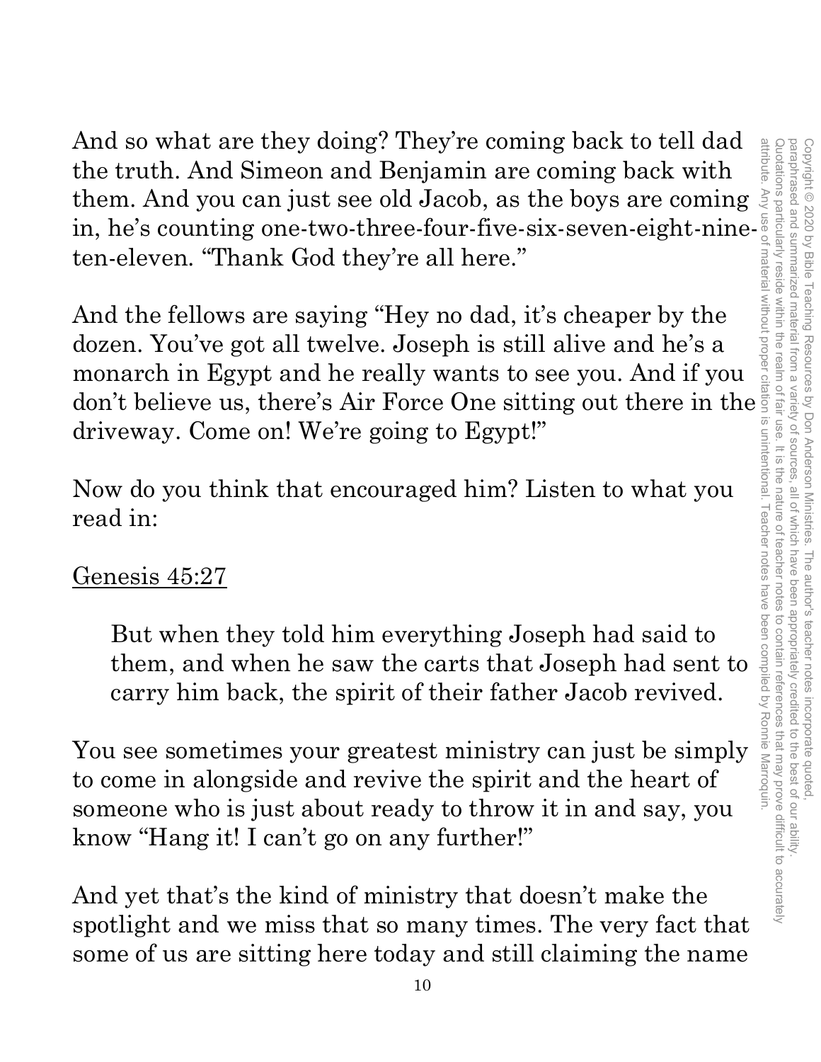And so what are they doing? They're coming back to tell dad the truth. And Simeon and Benjamin are coming back with them. And you can just see old Jacob, as the boys are coming in, he's counting one-two-three-four-five-six-seven-eight-nine-ten-eleven. "Thank God they're all here."

And the fellows are saying "Hey no dad, it's cheaper by the dozen. You've got all twelve. Joseph is still alive and he's a monarch in Egypt and he really wants to see you. And if you don't believe us, there's Air Force One sitting out there in the driveway. Come on! We're going to Egypt!"

Now do you think that encouraged him? Listen to what you read in:

Genesis 45:27

> But when they told him everything Joseph had said to them, and when he saw the carts that Joseph had sent to carry him back, the spirit of their father Jacob revived.

You see sometimes your greatest ministry can just be simply to come in alongside and revive the spirit and the heart of someone who is just about ready to throw it in and say, you know "Hang it! I can't go on any further!"

And yet that's the kind of ministry that doesn't make the spotlight and we miss that so many times. The very fact that some of us are sitting here today and still claiming the name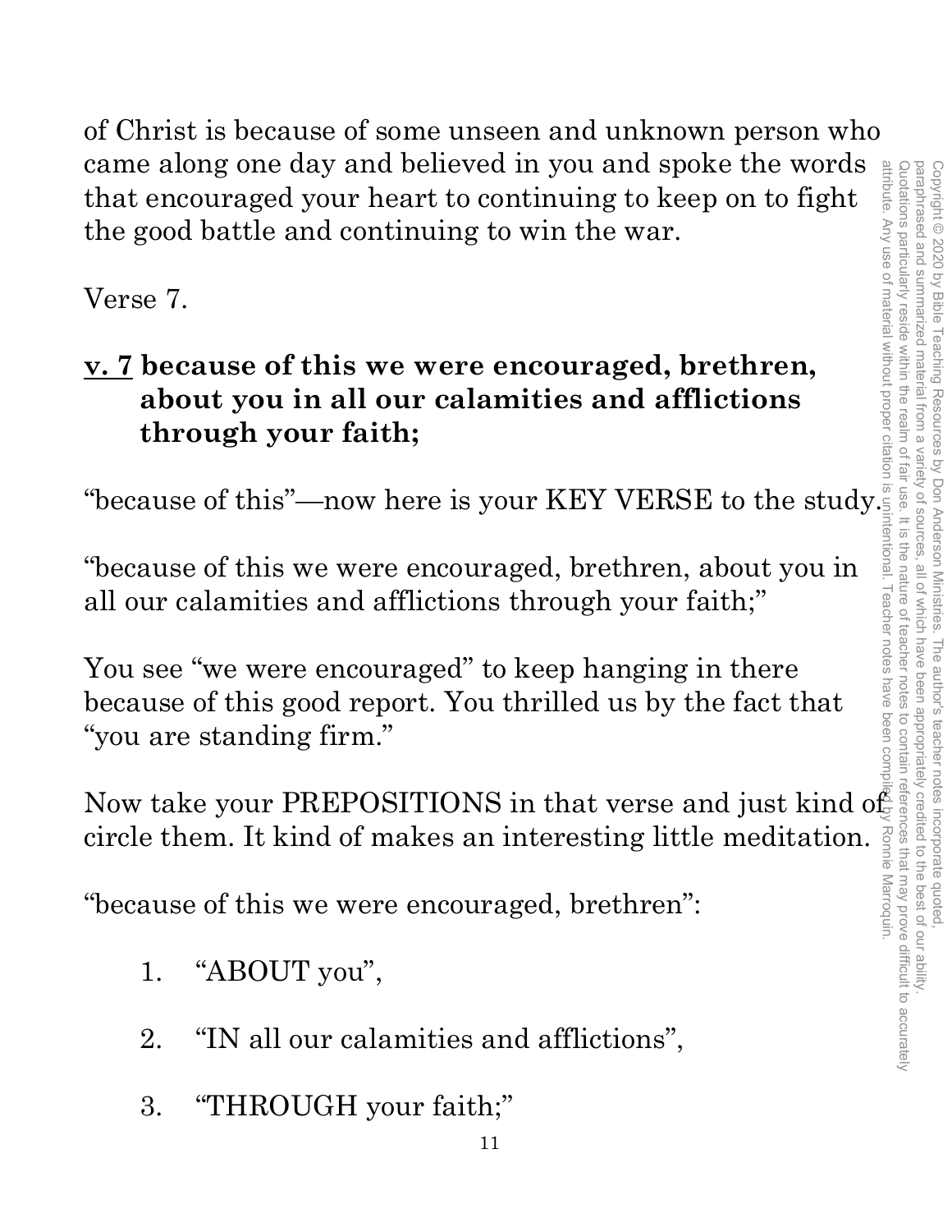of Christ is because of some unseen and unknown person who came along one day and believed in you and spoke the words that encouraged your heart to continuing to keep on to fight the good battle and continuing to win the war.

Verse 7.

**<u>v. 7</u> because of this we were encouraged, brethren, about you in all our calamities and afflictions through your faith;**

"because of this"—now here is your KEY VERSE to the study.

"because of this we were encouraged, brethren, about you in all our calamities and afflictions through your faith;"

You see "we were encouraged" to keep hanging in there because of this good report. You thrilled us by the fact that "you are standing firm."

Now take your PREPOSITIONS in that verse and just kind of circle them. It kind of makes an interesting little meditation.

"because of this we were encouraged, brethren":

1. "ABOUT you",
2. "IN all our calamities and afflictions",
3. "THROUGH your faith;"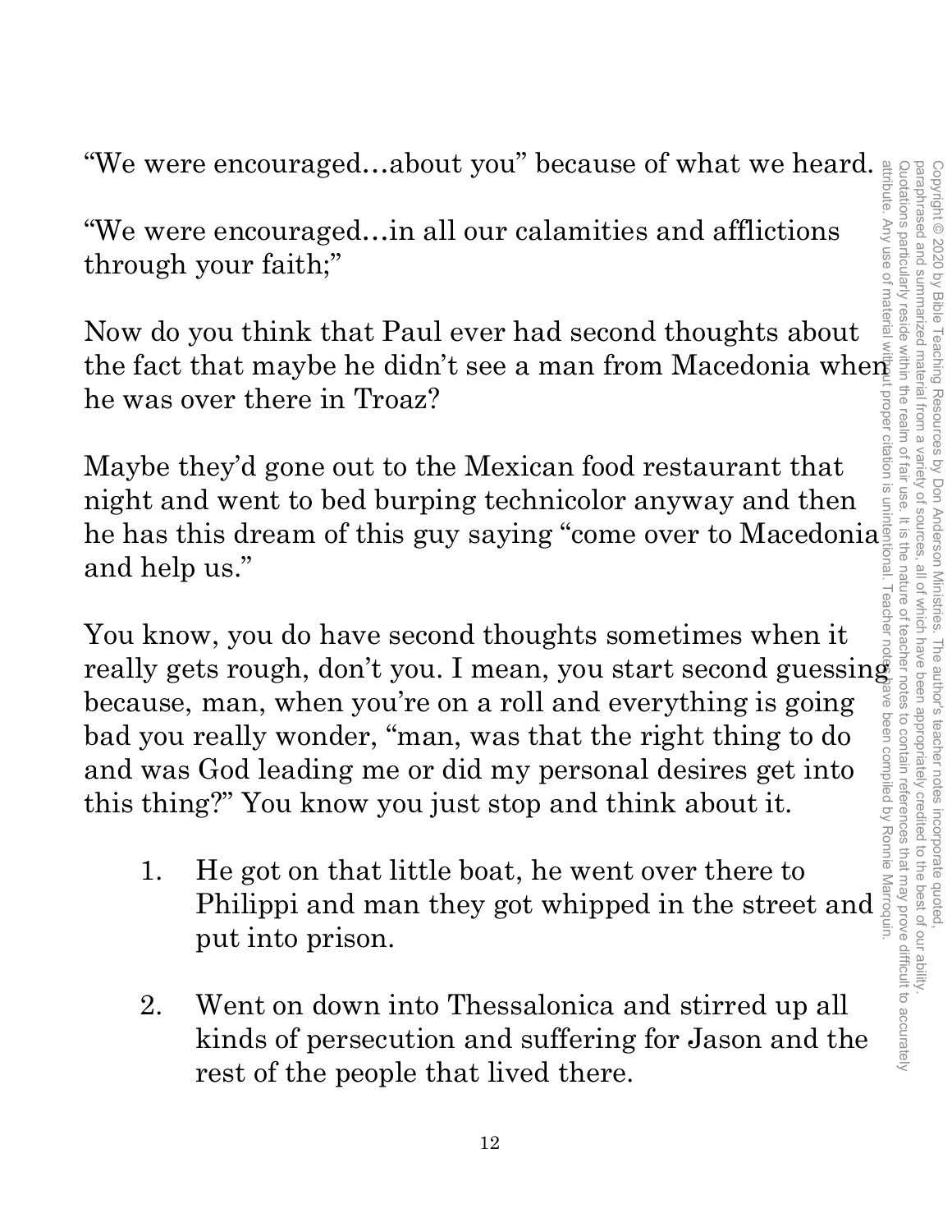"We were encouraged…about you" because of what we heard.

"We were encouraged…in all our calamities and afflictions through your faith;"

Now do you think that Paul ever had second thoughts about the fact that maybe he didn't see a man from Macedonia when he was over there in Troaz?

Maybe they'd gone out to the Mexican food restaurant that night and went to bed burping technicolor anyway and then he has this dream of this guy saying "come over to Macedonia and help us."

You know, you do have second thoughts sometimes when it really gets rough, don't you. I mean, you start second guessing because, man, when you're on a roll and everything is going bad you really wonder, "man, was that the right thing to do and was God leading me or did my personal desires get into this thing?" You know you just stop and think about it.

1. He got on that little boat, he went over there to Philippi and man they got whipped in the street and put into prison.

2. Went on down into Thessalonica and stirred up all kinds of persecution and suffering for Jason and the rest of the people that lived there.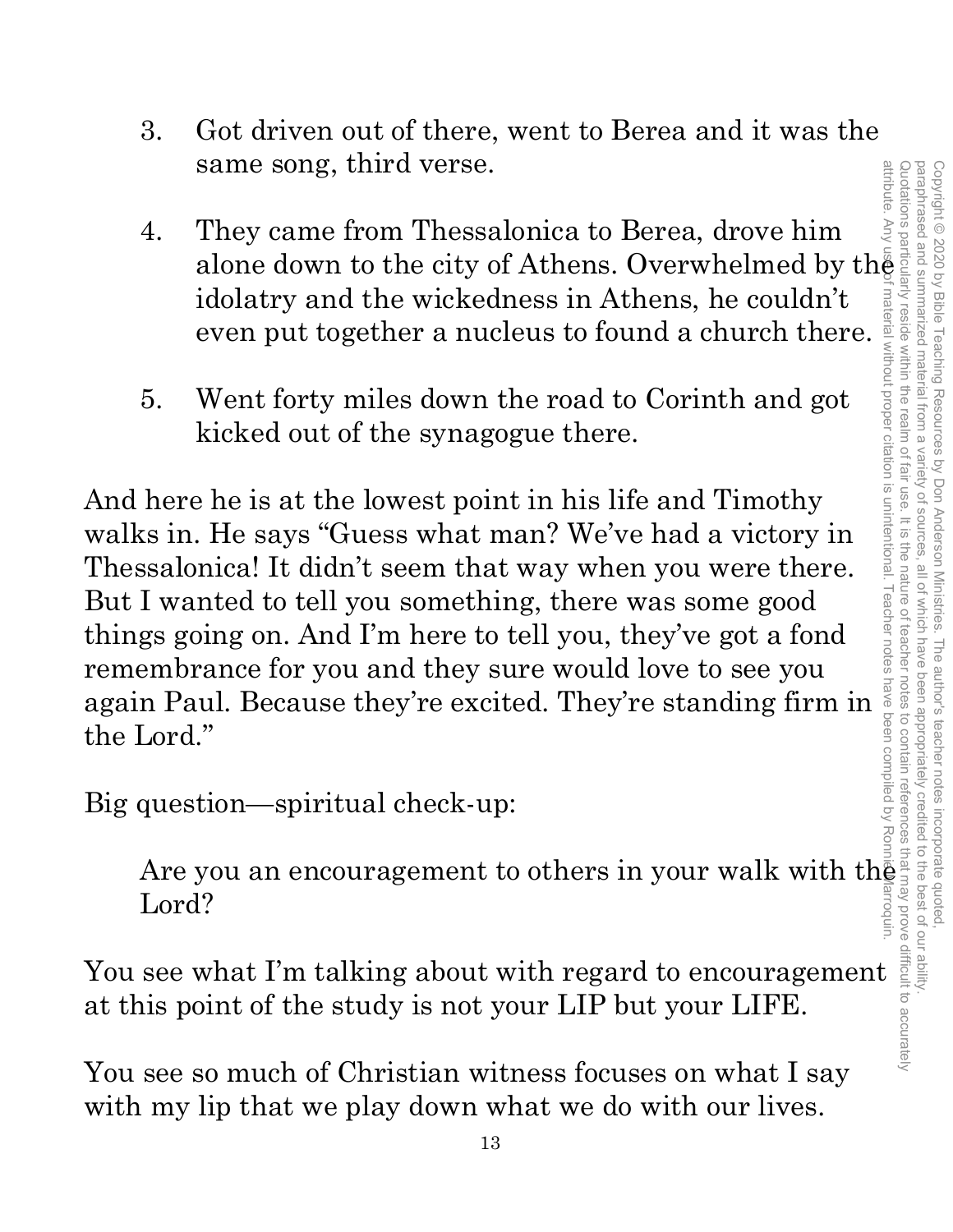3. Got driven out of there, went to Berea and it was the same song, third verse.

4. They came from Thessalonica to Berea, drove him alone down to the city of Athens. Overwhelmed by the idolatry and the wickedness in Athens, he couldn't even put together a nucleus to found a church there.

5. Went forty miles down the road to Corinth and got kicked out of the synagogue there.

And here he is at the lowest point in his life and Timothy walks in. He says "Guess what man? We've had a victory in Thessalonica! It didn't seem that way when you were there. But I wanted to tell you something, there was some good things going on. And I'm here to tell you, they've got a fond remembrance for you and they sure would love to see you again Paul. Because they're excited. They're standing firm in the Lord."

Big question—spiritual check-up:

> Are you an encouragement to others in your walk with the Lord?

You see what I'm talking about with regard to encouragement at this point of the study is not your LIP but your LIFE.

You see so much of Christian witness focuses on what I say with my lip that we play down what we do with our lives.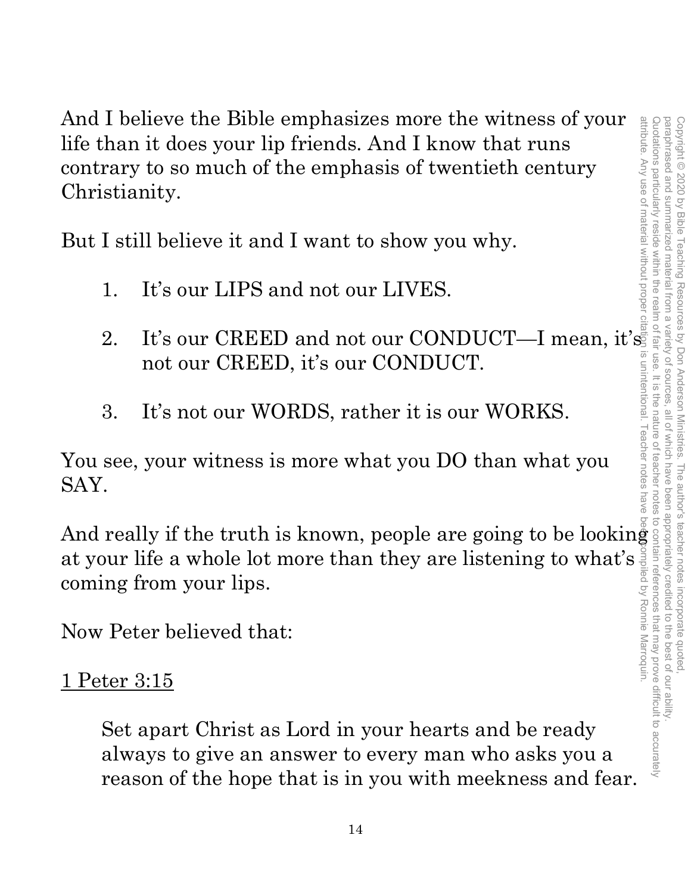And I believe the Bible emphasizes more the witness of your life than it does your lip friends. And I know that runs contrary to so much of the emphasis of twentieth century Christianity.

But I still believe it and I want to show you why.

1. It's our LIPS and not our LIVES.

2. It's our CREED and not our CONDUCT—I mean, it's not our CREED, it's our CONDUCT.

3. It's not our WORDS, rather it is our WORKS.

You see, your witness is more what you DO than what you SAY.

And really if the truth is known, people are going to be looking at your life a whole lot more than they are listening to what's coming from your lips.

Now Peter believed that:

<u>1 Peter 3:15</u>

> Set apart Christ as Lord in your hearts and be ready always to give an answer to every man who asks you a reason of the hope that is in you with meekness and fear.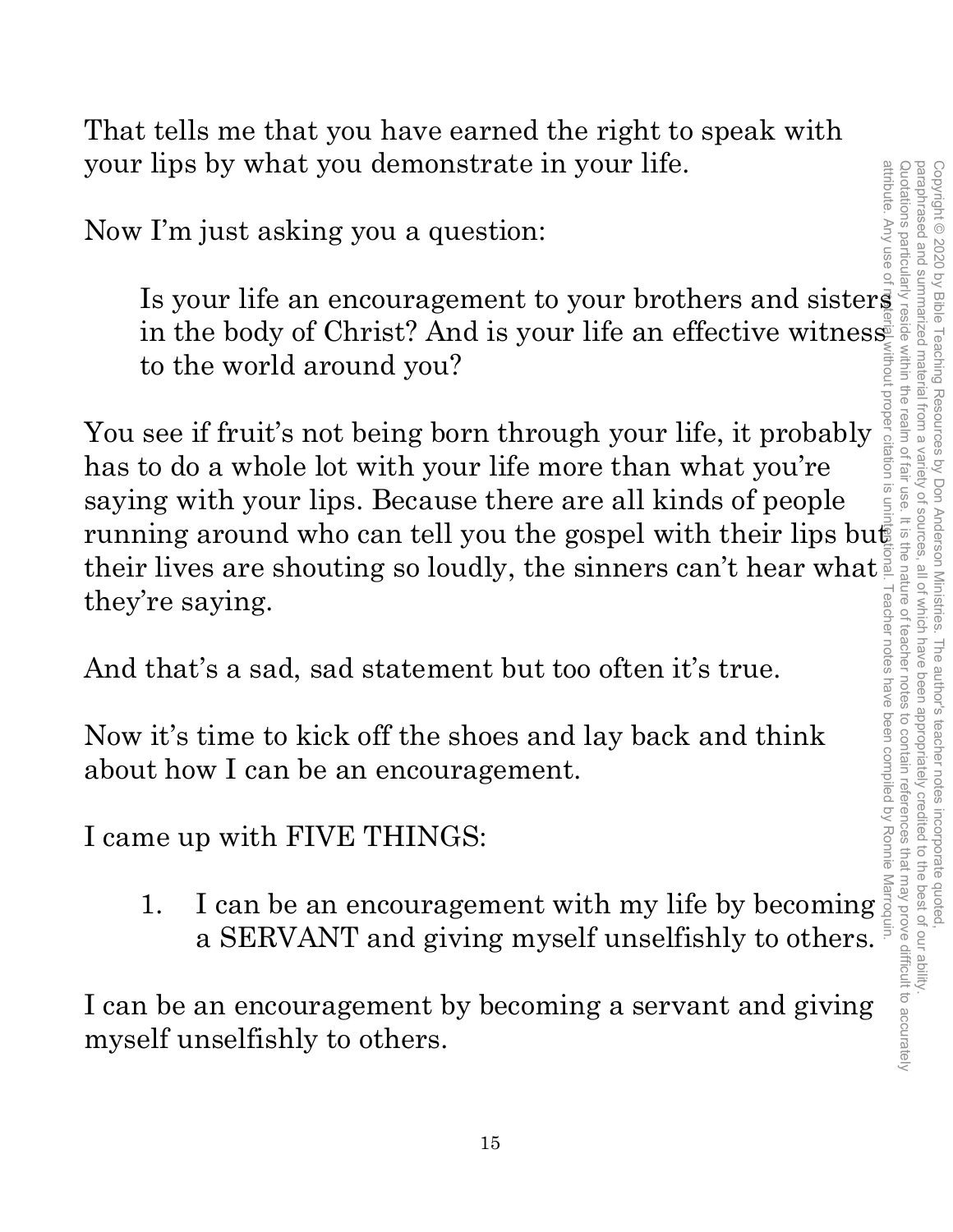That tells me that you have earned the right to speak with your lips by what you demonstrate in your life.

Now I'm just asking you a question:

> Is your life an encouragement to your brothers and sisters in the body of Christ? And is your life an effective witness to the world around you?

You see if fruit's not being born through your life, it probably has to do a whole lot with your life more than what you're saying with your lips. Because there are all kinds of people running around who can tell you the gospel with their lips but their lives are shouting so loudly, the sinners can't hear what they're saying.

And that's a sad, sad statement but too often it's true.

Now it's time to kick off the shoes and lay back and think about how I can be an encouragement.

I came up with FIVE THINGS:

1. I can be an encouragement with my life by becoming a SERVANT and giving myself unselfishly to others.

I can be an encouragement by becoming a servant and giving myself unselfishly to others.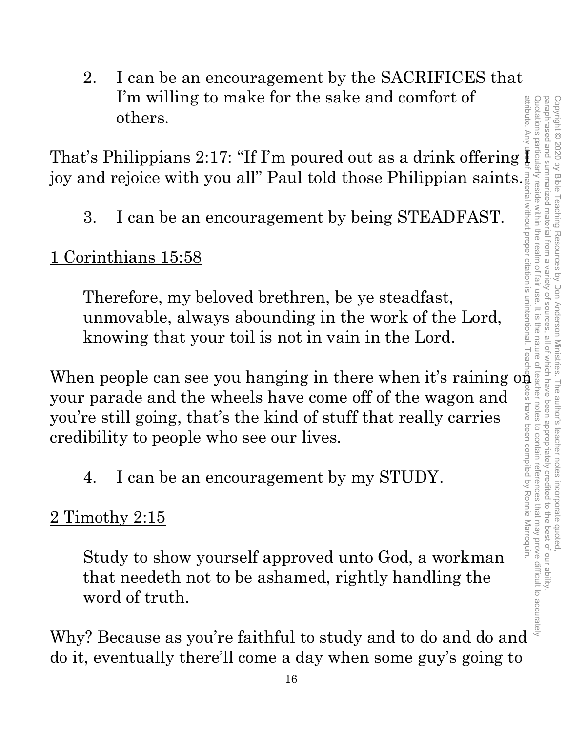2. I can be an encouragement by the SACRIFICES that I'm willing to make for the sake and comfort of others.

That's Philippians 2:17: "If I'm poured out as a drink offering I joy and rejoice with you all" Paul told those Philippian saints.

3. I can be an encouragement by being STEADFAST.

1 Corinthians 15:58

> Therefore, my beloved brethren, be ye steadfast, unmovable, always abounding in the work of the Lord, knowing that your toil is not in vain in the Lord.

When people can see you hanging in there when it's raining on your parade and the wheels have come off of the wagon and you're still going, that's the kind of stuff that really carries credibility to people who see our lives.

4. I can be an encouragement by my STUDY.

2 Timothy 2:15

> Study to show yourself approved unto God, a workman that needeth not to be ashamed, rightly handling the word of truth.

Why? Because as you're faithful to study and to do and do and do it, eventually there'll come a day when some guy's going to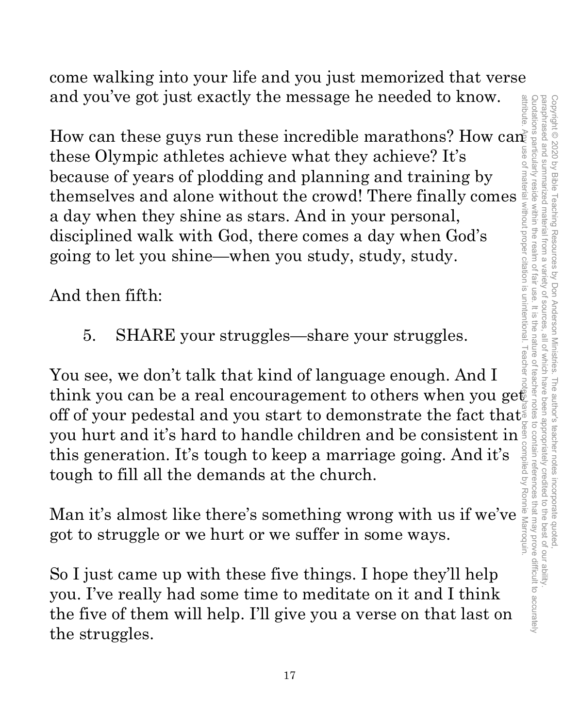come walking into your life and you just memorized that verse and you've got just exactly the message he needed to know.

How can these guys run these incredible marathons? How can these Olympic athletes achieve what they achieve? It's because of years of plodding and planning and training by themselves and alone without the crowd! There finally comes a day when they shine as stars. And in your personal, disciplined walk with God, there comes a day when God's going to let you shine—when you study, study, study.

And then fifth:

5. SHARE your struggles—share your struggles.

You see, we don't talk that kind of language enough. And I think you can be a real encouragement to others when you get off of your pedestal and you start to demonstrate the fact that you hurt and it's hard to handle children and be consistent in this generation. It's tough to keep a marriage going. And it's tough to fill all the demands at the church.

Man it's almost like there's something wrong with us if we've got to struggle or we hurt or we suffer in some ways.

So I just came up with these five things. I hope they'll help you. I've really had some time to meditate on it and I think the five of them will help. I'll give you a verse on that last on the struggles.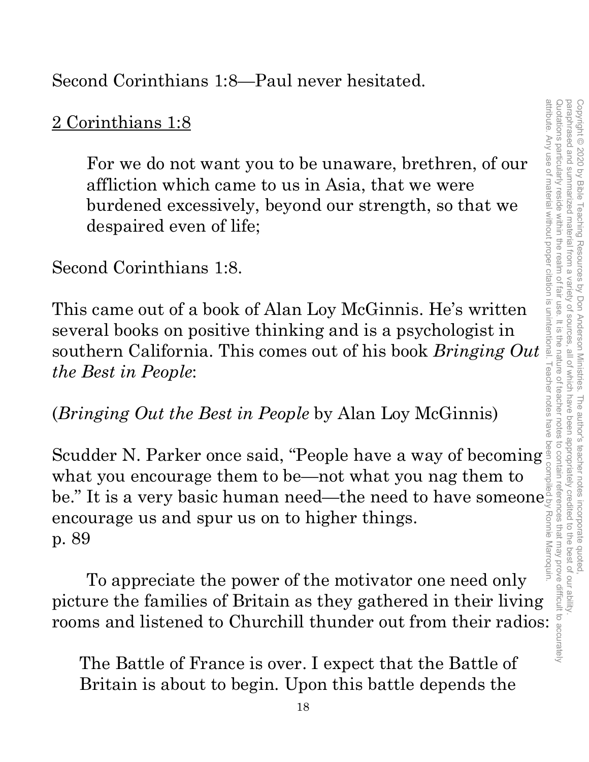Second Corinthians 1:8—Paul never hesitated.

<u>2 Corinthians 1:8</u>

> For we do not want you to be unaware, brethren, of our affliction which came to us in Asia, that we were burdened excessively, beyond our strength, so that we despaired even of life;

Second Corinthians 1:8.

This came out of a book of Alan Loy McGinnis. He's written several books on positive thinking and is a psychologist in southern California. This comes out of his book *Bringing Out the Best in People*:

(*Bringing Out the Best in People* by Alan Loy McGinnis)

Scudder N. Parker once said, "People have a way of becoming what you encourage them to be—not what you nag them to be." It is a very basic human need—the need to have someone encourage us and spur us on to higher things.
p. 89

To appreciate the power of the motivator one need only picture the families of Britain as they gathered in their living rooms and listened to Churchill thunder out from their radios:

> The Battle of France is over. I expect that the Battle of Britain is about to begin. Upon this battle depends the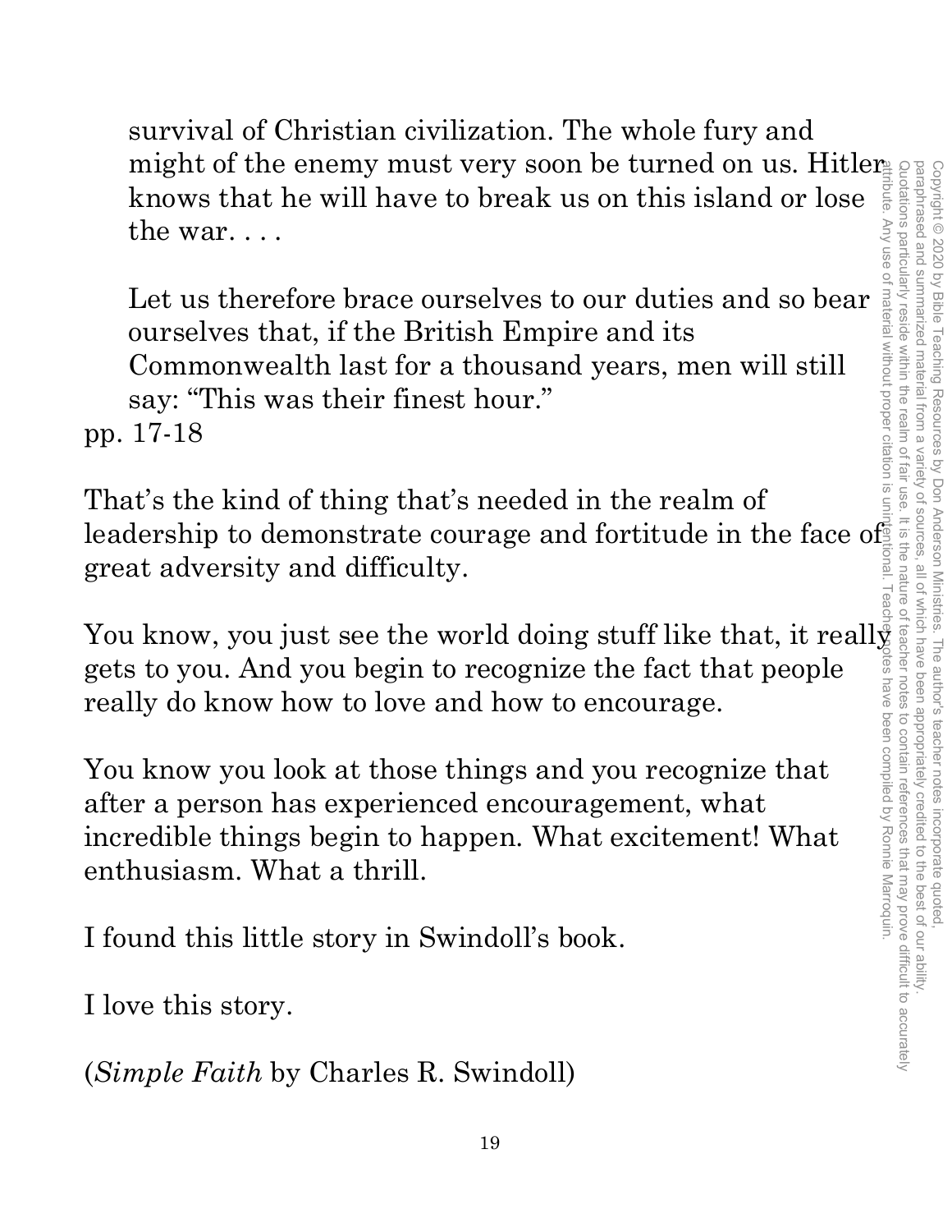> survival of Christian civilization. The whole fury and might of the enemy must very soon be turned on us. Hitler knows that he will have to break us on this island or lose the war. . . .
>
> Let us therefore brace ourselves to our duties and so bear ourselves that, if the British Empire and its Commonwealth last for a thousand years, men will still say: "This was their finest hour."

pp. 17-18

That's the kind of thing that's needed in the realm of leadership to demonstrate courage and fortitude in the face of great adversity and difficulty.

You know, you just see the world doing stuff like that, it really gets to you. And you begin to recognize the fact that people really do know how to love and how to encourage.

You know you look at those things and you recognize that after a person has experienced encouragement, what incredible things begin to happen. What excitement! What enthusiasm. What a thrill.

I found this little story in Swindoll's book.

I love this story.

(*Simple Faith* by Charles R. Swindoll)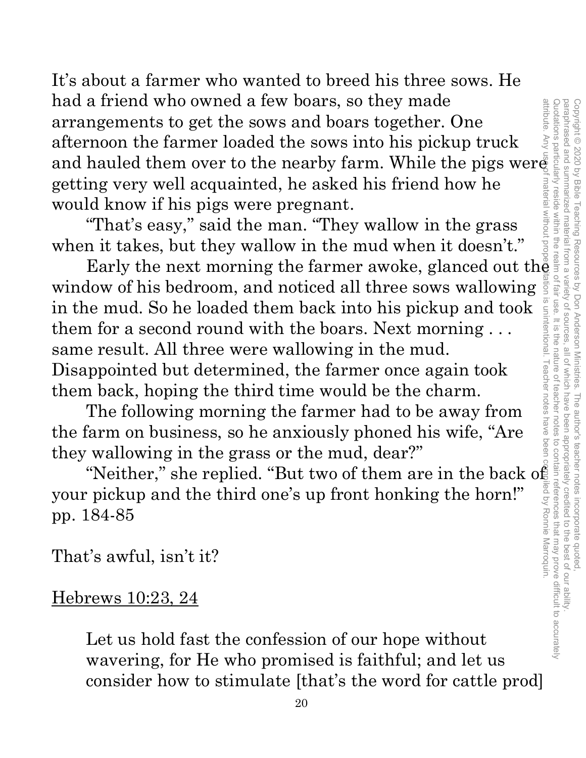It's about a farmer who wanted to breed his three sows. He had a friend who owned a few boars, so they made arrangements to get the sows and boars together. One afternoon the farmer loaded the sows into his pickup truck and hauled them over to the nearby farm. While the pigs were getting very well acquainted, he asked his friend how he would know if his pigs were pregnant.

"That's easy," said the man. "They wallow in the grass when it takes, but they wallow in the mud when it doesn't."

Early the next morning the farmer awoke, glanced out the window of his bedroom, and noticed all three sows wallowing in the mud. So he loaded them back into his pickup and took them for a second round with the boars. Next morning . . . same result. All three were wallowing in the mud. Disappointed but determined, the farmer once again took them back, hoping the third time would be the charm.

The following morning the farmer had to be away from the farm on business, so he anxiously phoned his wife, "Are they wallowing in the grass or the mud, dear?"

"Neither," she replied. "But two of them are in the back of your pickup and the third one's up front honking the horn!" pp. 184-85

That's awful, isn't it?

<u>Hebrews 10:23, 24</u>

> Let us hold fast the confession of our hope without wavering, for He who promised is faithful; and let us consider how to stimulate [that's the word for cattle prod]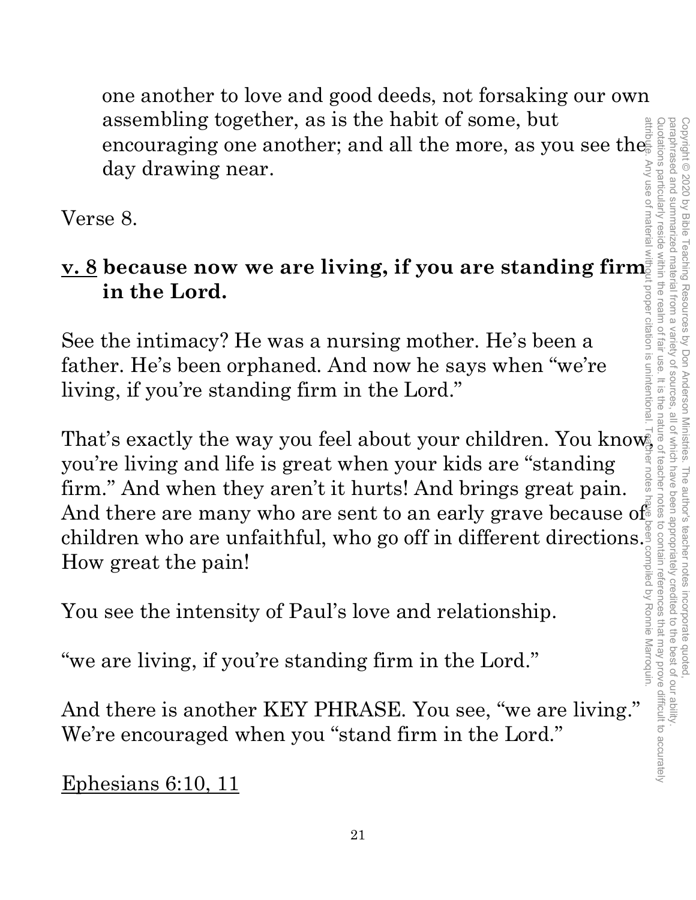one another to love and good deeds, not forsaking our own assembling together, as is the habit of some, but encouraging one another; and all the more, as you see the day drawing near.

Verse 8.

<u>v. 8</u> **because now we are living, if you are standing firm in the Lord.**

See the intimacy? He was a nursing mother. He's been a father. He's been orphaned. And now he says when "we're living, if you're standing firm in the Lord."

That's exactly the way you feel about your children. You know, you're living and life is great when your kids are "standing firm." And when they aren't it hurts! And brings great pain. And there are many who are sent to an early grave because of children who are unfaithful, who go off in different directions. How great the pain!

You see the intensity of Paul's love and relationship.

"we are living, if you're standing firm in the Lord."

And there is another KEY PHRASE. You see, "we are living." We're encouraged when you "stand firm in the Lord."

<u>Ephesians 6:10, 11</u>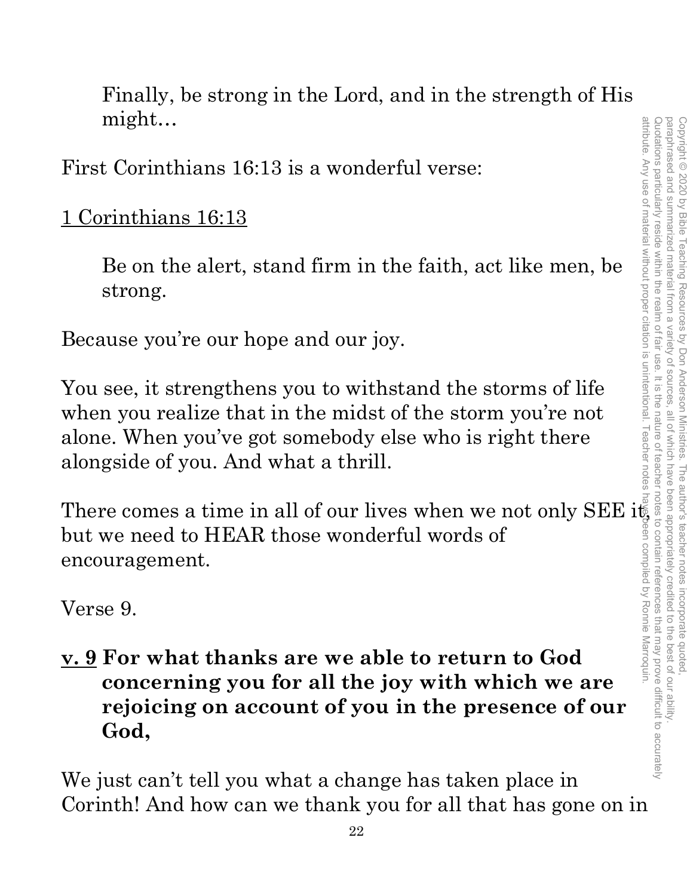> Finally, be strong in the Lord, and in the strength of His might…

First Corinthians 16:13 is a wonderful verse:

<u>1 Corinthians 16:13</u>

> Be on the alert, stand firm in the faith, act like men, be strong.

Because you're our hope and our joy.

You see, it strengthens you to withstand the storms of life when you realize that in the midst of the storm you're not alone. When you've got somebody else who is right there alongside of you. And what a thrill.

There comes a time in all of our lives when we not only SEE it, but we need to HEAR those wonderful words of encouragement.

Verse 9.

**<u>v. 9</u> For what thanks are we able to return to God concerning you for all the joy with which we are rejoicing on account of you in the presence of our God,**

We just can't tell you what a change has taken place in Corinth! And how can we thank you for all that has gone on in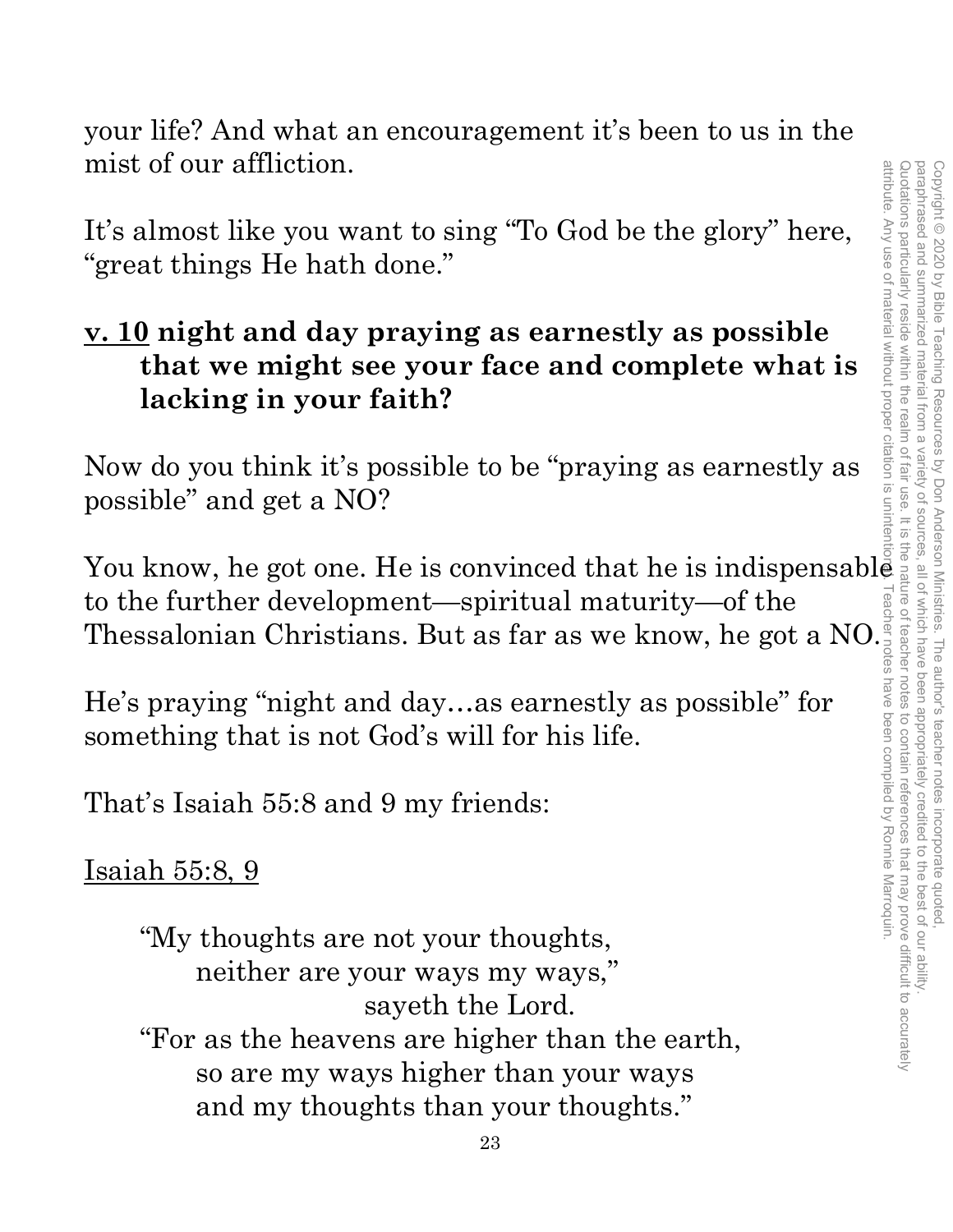your life? And what an encouragement it's been to us in the mist of our affliction.

It's almost like you want to sing "To God be the glory" here, "great things He hath done."

<u>**v. 10**</u> **night and day praying as earnestly as possible that we might see your face and complete what is lacking in your faith?**

Now do you think it's possible to be "praying as earnestly as possible" and get a NO?

You know, he got one. He is convinced that he is indispensable to the further development—spiritual maturity—of the Thessalonian Christians. But as far as we know, he got a NO.

He's praying "night and day…as earnestly as possible" for something that is not God's will for his life.

That's Isaiah 55:8 and 9 my friends:

<u>Isaiah 55:8, 9</u>

> "My thoughts are not your thoughts,
> neither are your ways my ways,"
> sayeth the Lord.
> "For as the heavens are higher than the earth,
> so are my ways higher than your ways
> and my thoughts than your thoughts."

Copyright © 2020 by Bible Teaching Resources by Don Anderson Ministries. The author's teacher notes incorporate quoted, paraphrased and summarized material from a variety of sources, all of which have been appropriately credited to the best of our ability. Quotations particularly reside within the realm of fair use. It is the nature of teacher notes to contain references that may prove difficult to accurately attribute. Any use of material without proper citation is unintentional. Teacher notes have been compiled by Ronnie Marroquin.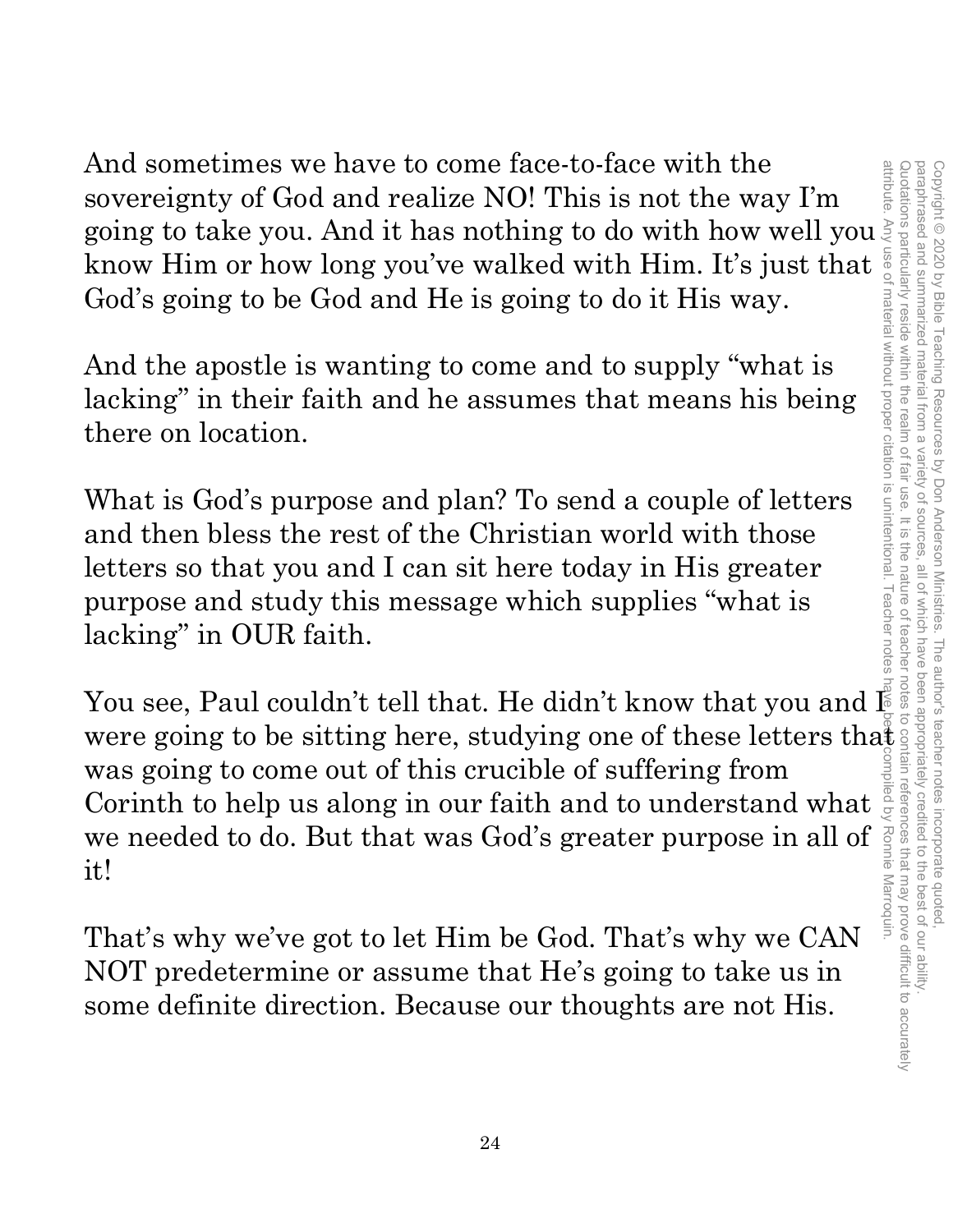And sometimes we have to come face-to-face with the sovereignty of God and realize NO! This is not the way I'm going to take you. And it has nothing to do with how well you know Him or how long you've walked with Him. It's just that God's going to be God and He is going to do it His way.

And the apostle is wanting to come and to supply "what is lacking" in their faith and he assumes that means his being there on location.

What is God's purpose and plan? To send a couple of letters and then bless the rest of the Christian world with those letters so that you and I can sit here today in His greater purpose and study this message which supplies "what is lacking" in OUR faith.

You see, Paul couldn't tell that. He didn't know that you and I were going to be sitting here, studying one of these letters that was going to come out of this crucible of suffering from Corinth to help us along in our faith and to understand what we needed to do. But that was God's greater purpose in all of it!

That's why we've got to let Him be God. That's why we CAN NOT predetermine or assume that He's going to take us in some definite direction. Because our thoughts are not His.

Copyright © 2020 by Bible Teaching Resources by Don Anderson Ministries. The author's teacher notes incorporate quoted, paraphrased and summarized material from a variety of sources, all of which have been appropriately credited to the best of our ability. Quotations particularly reside within the realm of fair use. It is the nature of teacher notes to contain references that may prove difficult to accurately attribute. Any use of material without proper citation is unintentional. Teacher notes have been compiled by Ronnie Marroquin.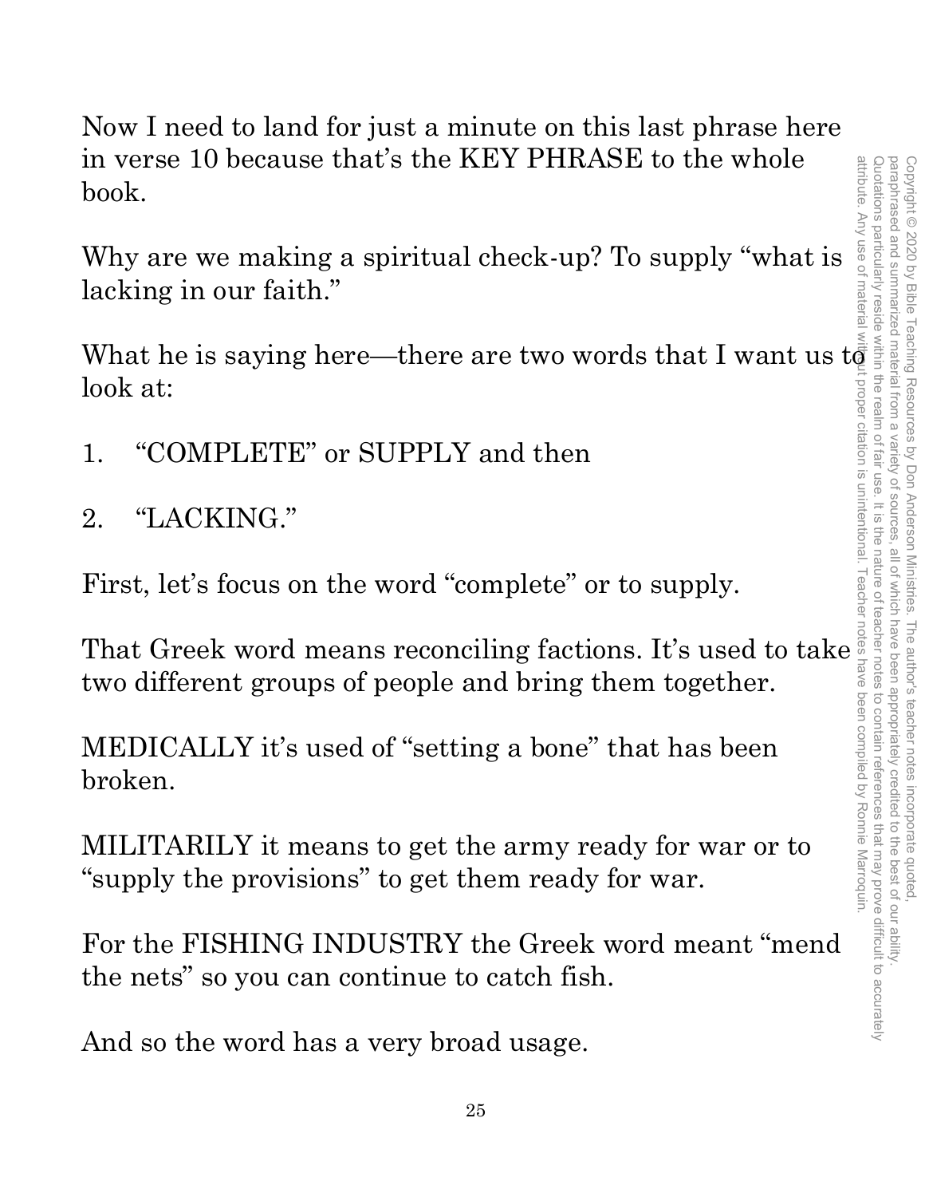Now I need to land for just a minute on this last phrase here in verse 10 because that's the KEY PHRASE to the whole book.

Why are we making a spiritual check-up? To supply "what is lacking in our faith."

What he is saying here—there are two words that I want us to look at:

1. "COMPLETE" or SUPPLY and then
2. "LACKING."

First, let's focus on the word "complete" or to supply.

That Greek word means reconciling factions. It's used to take two different groups of people and bring them together.

MEDICALLY it's used of "setting a bone" that has been broken.

MILITARILY it means to get the army ready for war or to "supply the provisions" to get them ready for war.

For the FISHING INDUSTRY the Greek word meant "mend the nets" so you can continue to catch fish.

And so the word has a very broad usage.

Copyright © 2020 by Bible Teaching Resources by Don Anderson Ministries. The author's teacher notes incorporate quoted, paraphrased and summarized material from a variety of sources, all of which have been appropriately credited to the best of our ability. Quotations particularly reside within the realm of fair use. It is the nature of teacher notes to contain references that may prove difficult to accurately attribute. Any use of material without proper citation is unintentional. Teacher notes have been compiled by Ronnie Marroquin.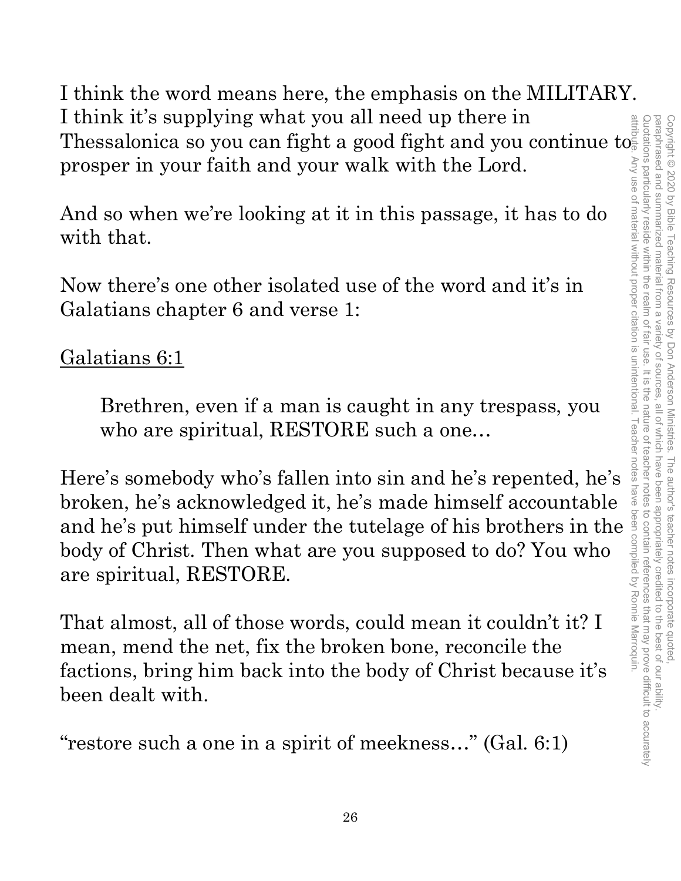I think the word means here, the emphasis on the MILITARY. I think it's supplying what you all need up there in Thessalonica so you can fight a good fight and you continue to prosper in your faith and your walk with the Lord.

And so when we're looking at it in this passage, it has to do with that.

Now there's one other isolated use of the word and it's in Galatians chapter 6 and verse 1:

<u>Galatians 6:1</u>

> Brethren, even if a man is caught in any trespass, you who are spiritual, RESTORE such a one…

Here's somebody who's fallen into sin and he's repented, he's broken, he's acknowledged it, he's made himself accountable and he's put himself under the tutelage of his brothers in the body of Christ. Then what are you supposed to do? You who are spiritual, RESTORE.

That almost, all of those words, could mean it couldn't it? I mean, mend the net, fix the broken bone, reconcile the factions, bring him back into the body of Christ because it's been dealt with.

"restore such a one in a spirit of meekness…" (Gal. 6:1)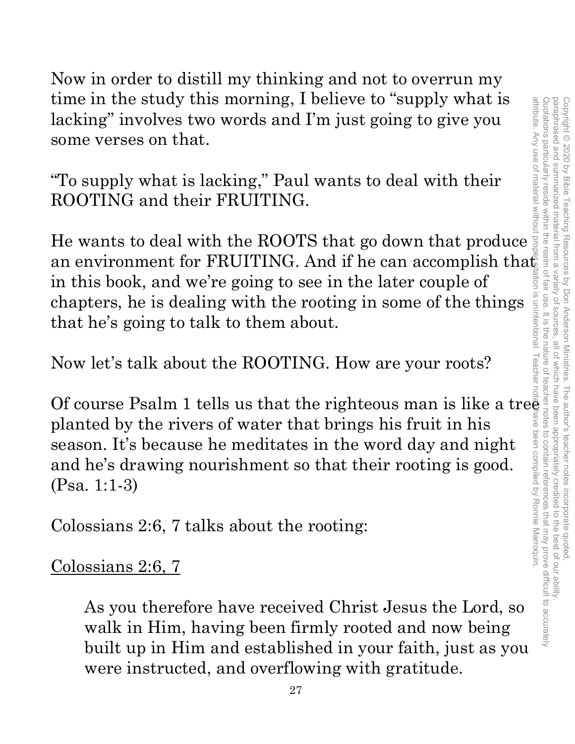Now in order to distill my thinking and not to overrun my time in the study this morning, I believe to "supply what is lacking" involves two words and I'm just going to give you some verses on that.

"To supply what is lacking," Paul wants to deal with their ROOTING and their FRUITING.

He wants to deal with the ROOTS that go down that produce an environment for FRUITING. And if he can accomplish that in this book, and we're going to see in the later couple of chapters, he is dealing with the rooting in some of the things that he's going to talk to them about.

Now let's talk about the ROOTING. How are your roots?

Of course Psalm 1 tells us that the righteous man is like a tree planted by the rivers of water that brings his fruit in his season. It's because he meditates in the word day and night and he's drawing nourishment so that their rooting is good. (Psa. 1:1-3)

Colossians 2:6, 7 talks about the rooting:

<u>Colossians 2:6, 7</u>

> As you therefore have received Christ Jesus the Lord, so walk in Him, having been firmly rooted and now being built up in Him and established in your faith, just as you were instructed, and overflowing with gratitude.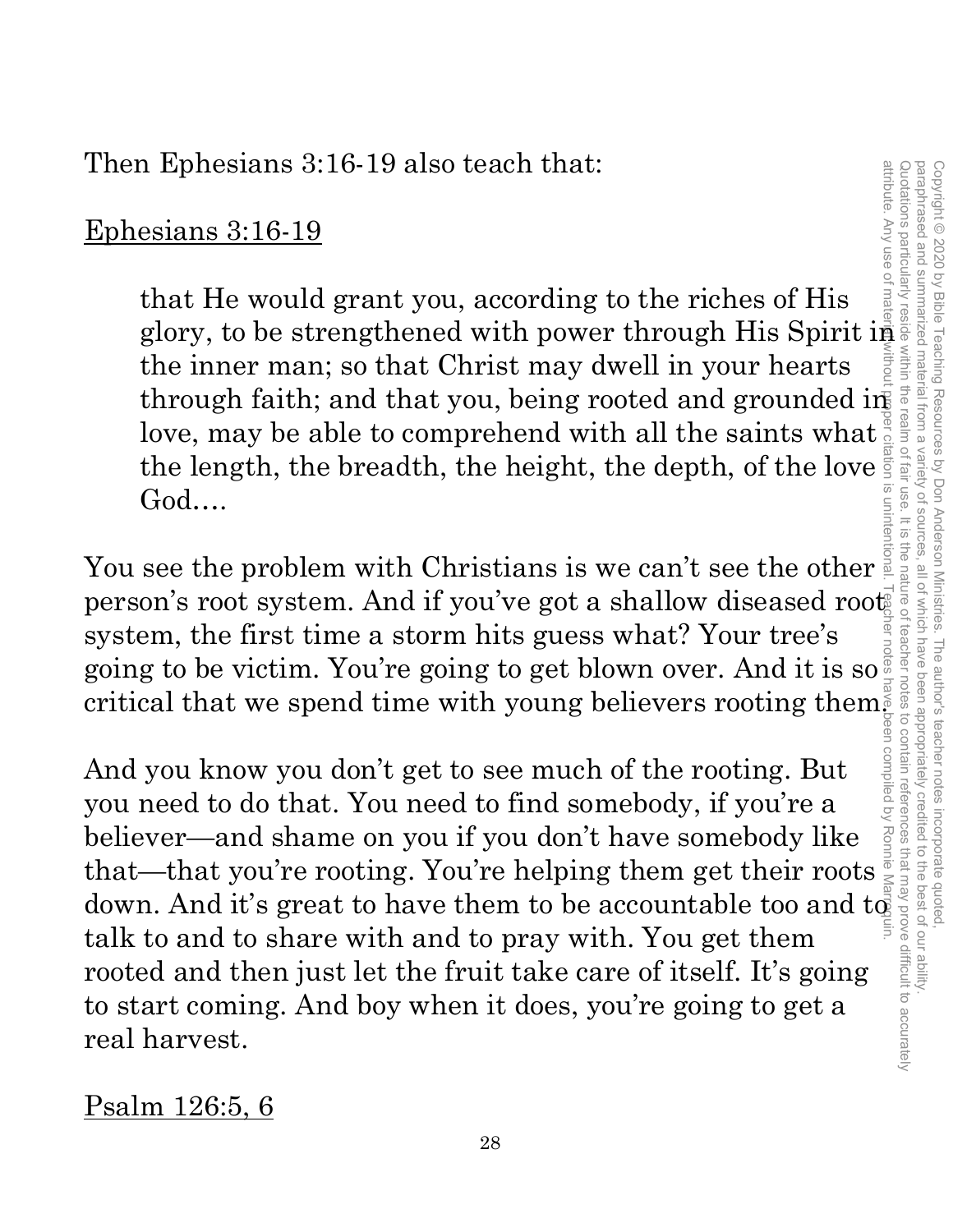Then Ephesians 3:16-19 also teach that:

Ephesians 3:16-19

> that He would grant you, according to the riches of His glory, to be strengthened with power through His Spirit in the inner man; so that Christ may dwell in your hearts through faith; and that you, being rooted and grounded in love, may be able to comprehend with all the saints what the length, the breadth, the height, the depth, of the love God….

You see the problem with Christians is we can't see the other person's root system. And if you've got a shallow diseased root system, the first time a storm hits guess what? Your tree's going to be victim. You're going to get blown over. And it is so critical that we spend time with young believers rooting them.

And you know you don't get to see much of the rooting. But you need to do that. You need to find somebody, if you're a believer—and shame on you if you don't have somebody like that—that you're rooting. You're helping them get their roots down. And it's great to have them to be accountable too and to talk to and to share with and to pray with. You get them rooted and then just let the fruit take care of itself. It's going to start coming. And boy when it does, you're going to get a real harvest.

Psalm 126:5, 6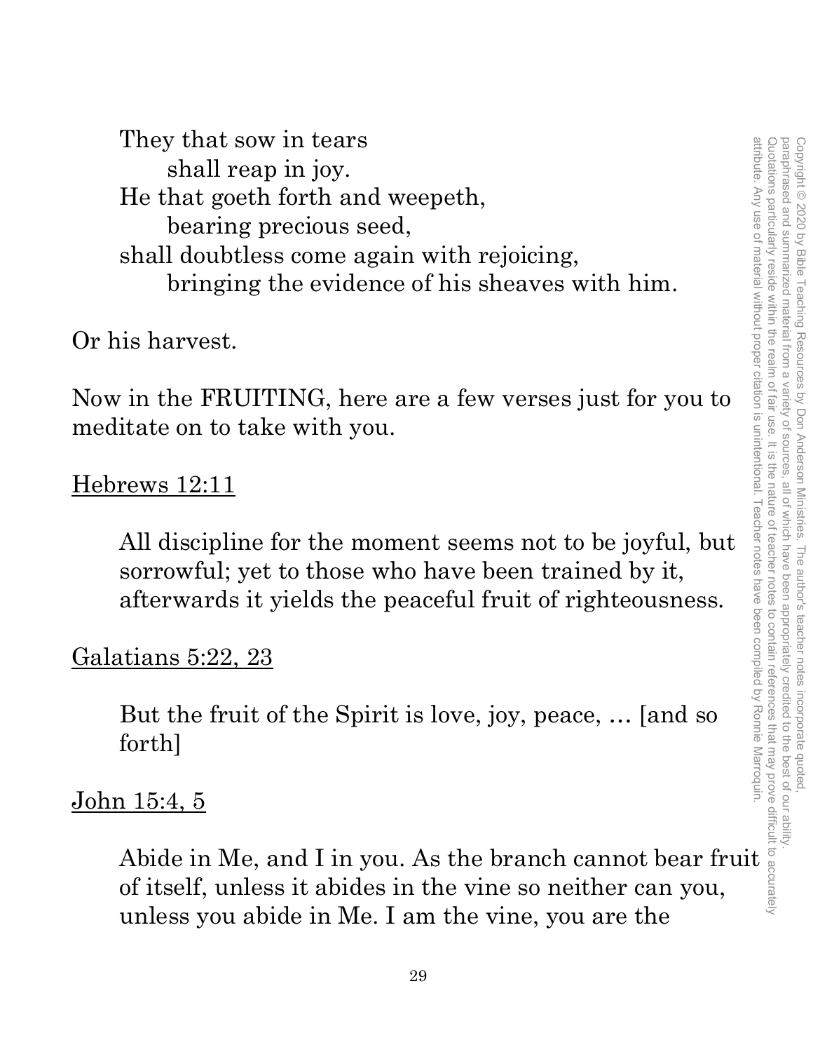> They that sow in tears
> 
> shall reap in joy.
> 
> He that goeth forth and weepeth,
> 
> bearing precious seed,
> 
> shall doubtless come again with rejoicing,
> 
> bringing the evidence of his sheaves with him.

Or his harvest.

Now in the FRUITING, here are a few verses just for you to meditate on to take with you.

<u>Hebrews 12:11</u>

> All discipline for the moment seems not to be joyful, but sorrowful; yet to those who have been trained by it, afterwards it yields the peaceful fruit of righteousness.

<u>Galatians 5:22, 23</u>

> But the fruit of the Spirit is love, joy, peace, … [and so forth]

<u>John 15:4, 5</u>

> Abide in Me, and I in you. As the branch cannot bear fruit of itself, unless it abides in the vine so neither can you, unless you abide in Me. I am the vine, you are the

Copyright © 2020 by Bible Teaching Resources by Don Anderson Ministries. The author's teacher notes incorporate quoted, paraphrased and summarized material from a variety of sources, all of which have been appropriately credited to the best of our ability. Quotations particularly reside within the realm of fair use. It is the nature of teacher notes to contain references that may prove difficult to accurately attribute. Any use of material without proper citation is unintentional. Teacher notes have been compiled by Ronnie Marroquin.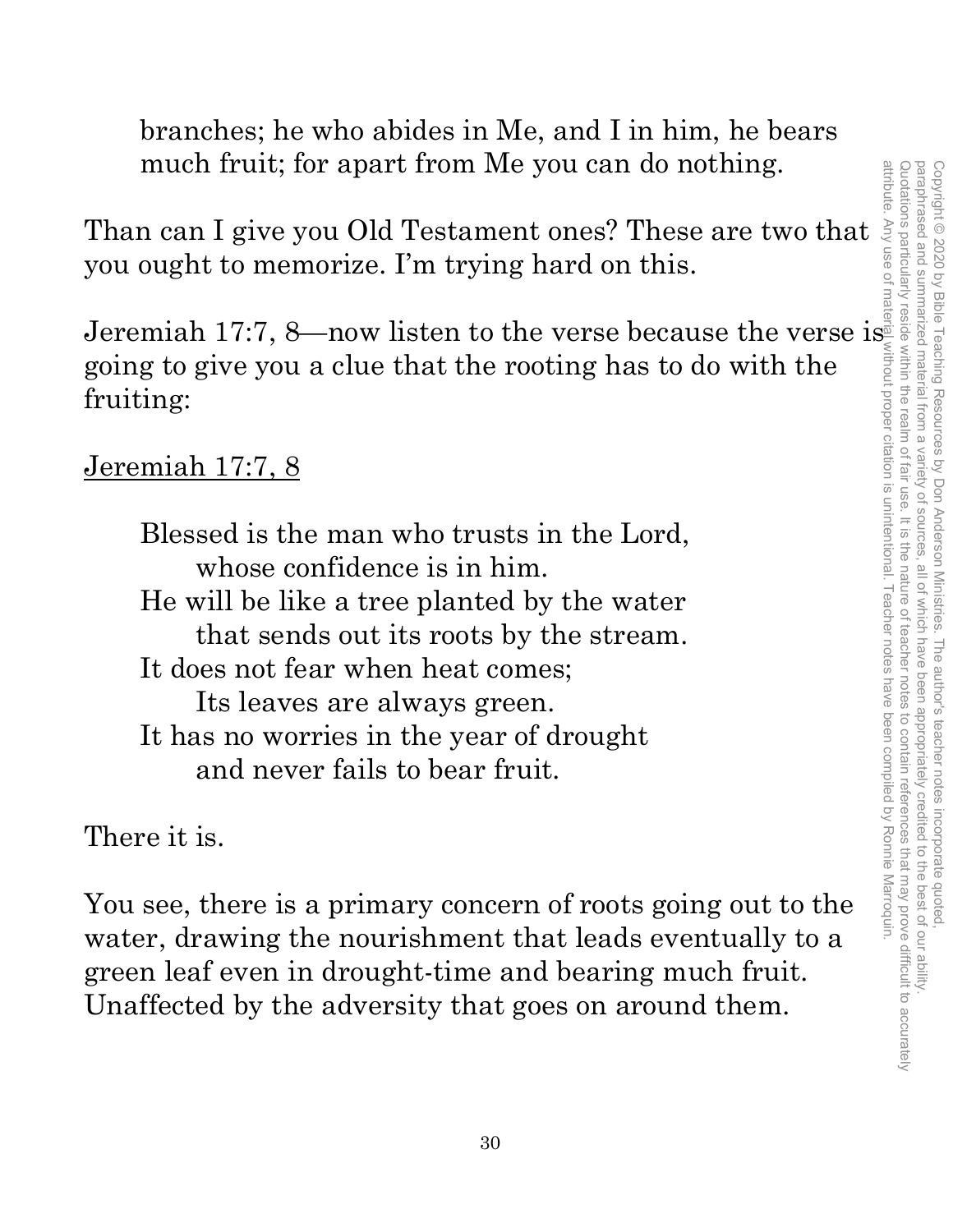> branches; he who abides in Me, and I in him, he bears much fruit; for apart from Me you can do nothing.

Than can I give you Old Testament ones? These are two that you ought to memorize. I'm trying hard on this.

Jeremiah 17:7, 8—now listen to the verse because the verse is going to give you a clue that the rooting has to do with the fruiting:

<u>Jeremiah 17:7, 8</u>

> Blessed is the man who trusts in the Lord,
> whose confidence is in him.
> He will be like a tree planted by the water
> that sends out its roots by the stream.
> It does not fear when heat comes;
> Its leaves are always green.
> It has no worries in the year of drought
> and never fails to bear fruit.

There it is.

You see, there is a primary concern of roots going out to the water, drawing the nourishment that leads eventually to a green leaf even in drought-time and bearing much fruit. Unaffected by the adversity that goes on around them.

Copyright © 2020 by Bible Teaching Resources by Don Anderson Ministries. The author's teacher notes incorporate quoted, paraphrased and summarized material from a variety of sources, all of which have been appropriately credited to the best of our ability. Quotations particularly reside within the realm of fair use. It is the nature of teacher notes to contain references that may prove difficult to accurately attribute. Any use of material without proper citation is unintentional. Teacher notes have been compiled by Ronnie Marroquin.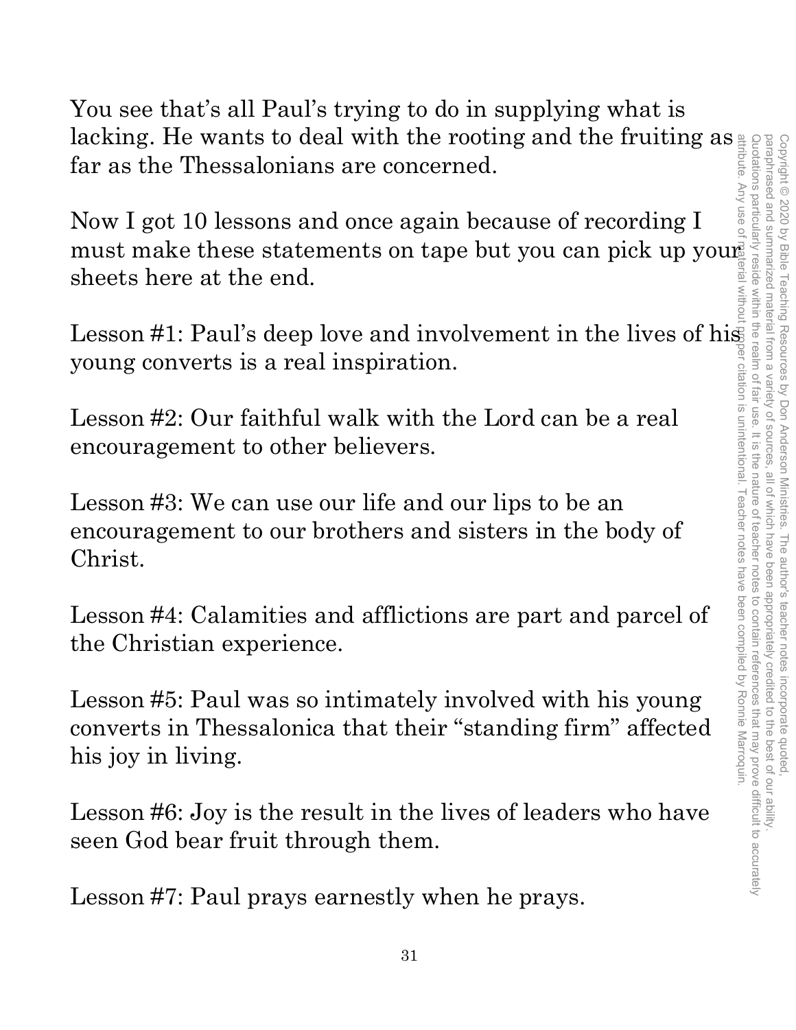You see that's all Paul's trying to do in supplying what is lacking. He wants to deal with the rooting and the fruiting as far as the Thessalonians are concerned.

Now I got 10 lessons and once again because of recording I must make these statements on tape but you can pick up your sheets here at the end.

Lesson #1: Paul's deep love and involvement in the lives of his young converts is a real inspiration.

Lesson #2: Our faithful walk with the Lord can be a real encouragement to other believers.

Lesson #3: We can use our life and our lips to be an encouragement to our brothers and sisters in the body of Christ.

Lesson #4: Calamities and afflictions are part and parcel of the Christian experience.

Lesson #5: Paul was so intimately involved with his young converts in Thessalonica that their "standing firm" affected his joy in living.

Lesson #6: Joy is the result in the lives of leaders who have seen God bear fruit through them.

Lesson #7: Paul prays earnestly when he prays.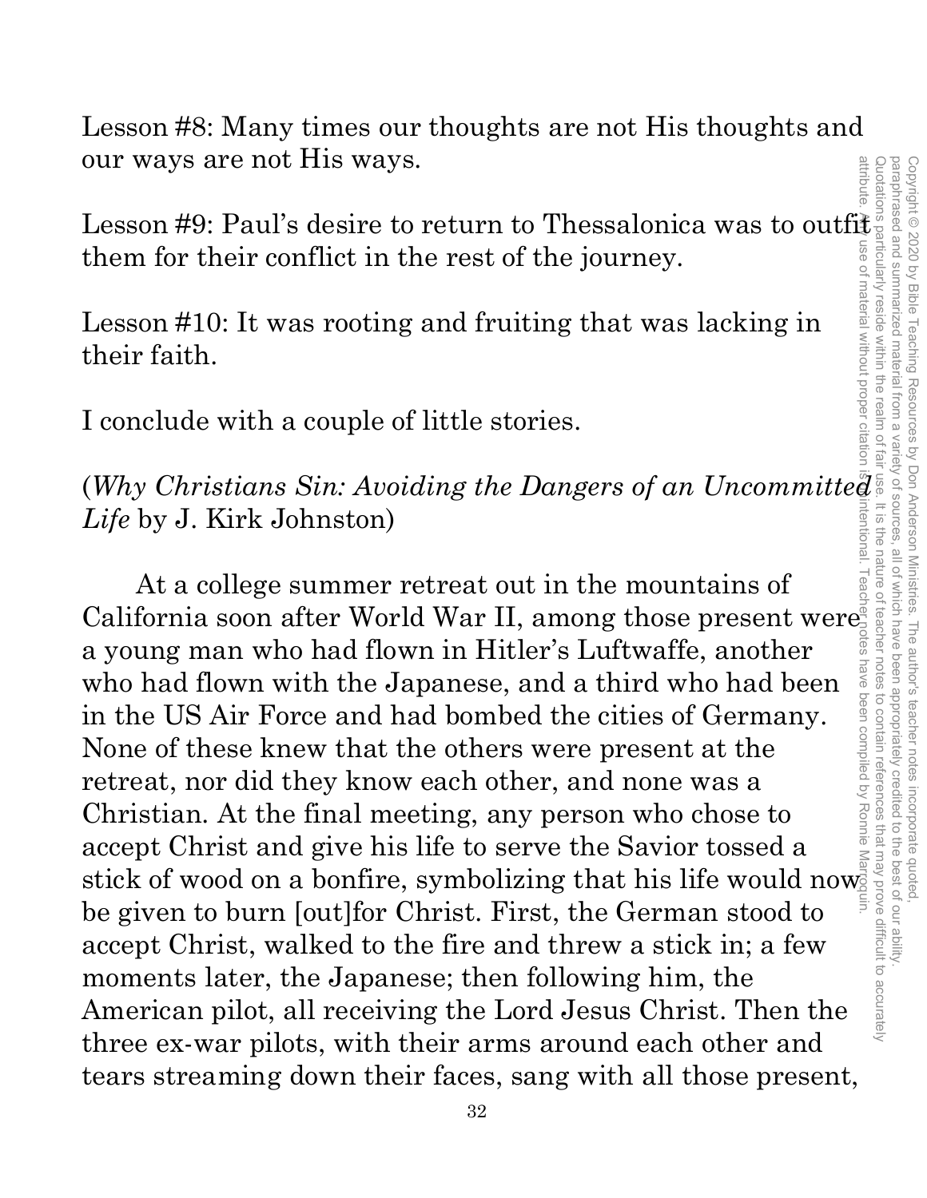Lesson #8: Many times our thoughts are not His thoughts and our ways are not His ways.

Lesson #9: Paul's desire to return to Thessalonica was to outfit them for their conflict in the rest of the journey.

Lesson #10: It was rooting and fruiting that was lacking in their faith.

I conclude with a couple of little stories.

(*Why Christians Sin: Avoiding the Dangers of an Uncommitted Life* by J. Kirk Johnston)

At a college summer retreat out in the mountains of California soon after World War II, among those present were a young man who had flown in Hitler's Luftwaffe, another who had flown with the Japanese, and a third who had been in the US Air Force and had bombed the cities of Germany. None of these knew that the others were present at the retreat, nor did they know each other, and none was a Christian. At the final meeting, any person who chose to accept Christ and give his life to serve the Savior tossed a stick of wood on a bonfire, symbolizing that his life would now be given to burn [out]for Christ. First, the German stood to accept Christ, walked to the fire and threw a stick in; a few moments later, the Japanese; then following him, the American pilot, all receiving the Lord Jesus Christ. Then the three ex-war pilots, with their arms around each other and tears streaming down their faces, sang with all those present,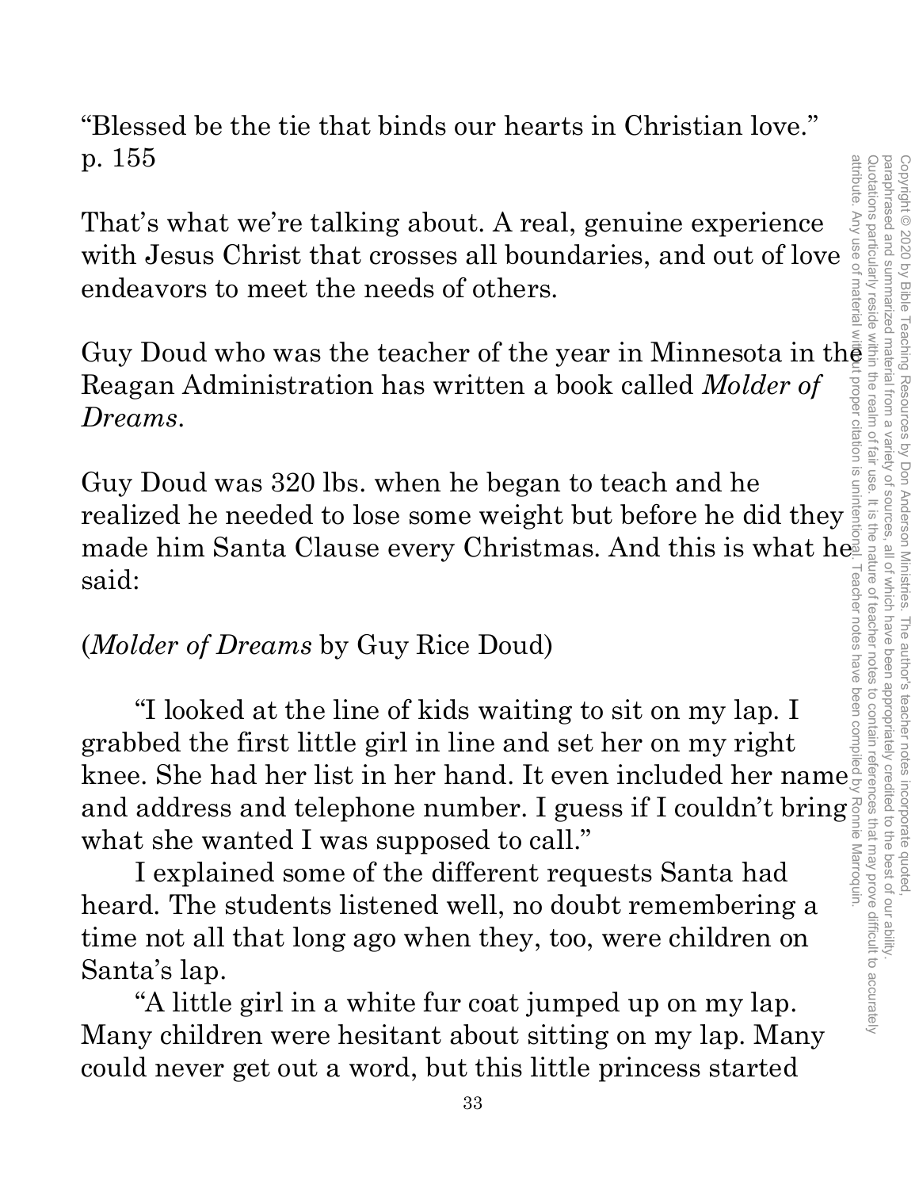"Blessed be the tie that binds our hearts in Christian love." p. 155

That's what we're talking about. A real, genuine experience with Jesus Christ that crosses all boundaries, and out of love endeavors to meet the needs of others.

Guy Doud who was the teacher of the year in Minnesota in the Reagan Administration has written a book called *Molder of Dreams*.

Guy Doud was 320 lbs. when he began to teach and he realized he needed to lose some weight but before he did they made him Santa Clause every Christmas. And this is what he said:

(*Molder of Dreams* by Guy Rice Doud)

"I looked at the line of kids waiting to sit on my lap. I grabbed the first little girl in line and set her on my right knee. She had her list in her hand. It even included her name and address and telephone number. I guess if I couldn't bring what she wanted I was supposed to call."

I explained some of the different requests Santa had heard. The students listened well, no doubt remembering a time not all that long ago when they, too, were children on Santa's lap.

"A little girl in a white fur coat jumped up on my lap. Many children were hesitant about sitting on my lap. Many could never get out a word, but this little princess started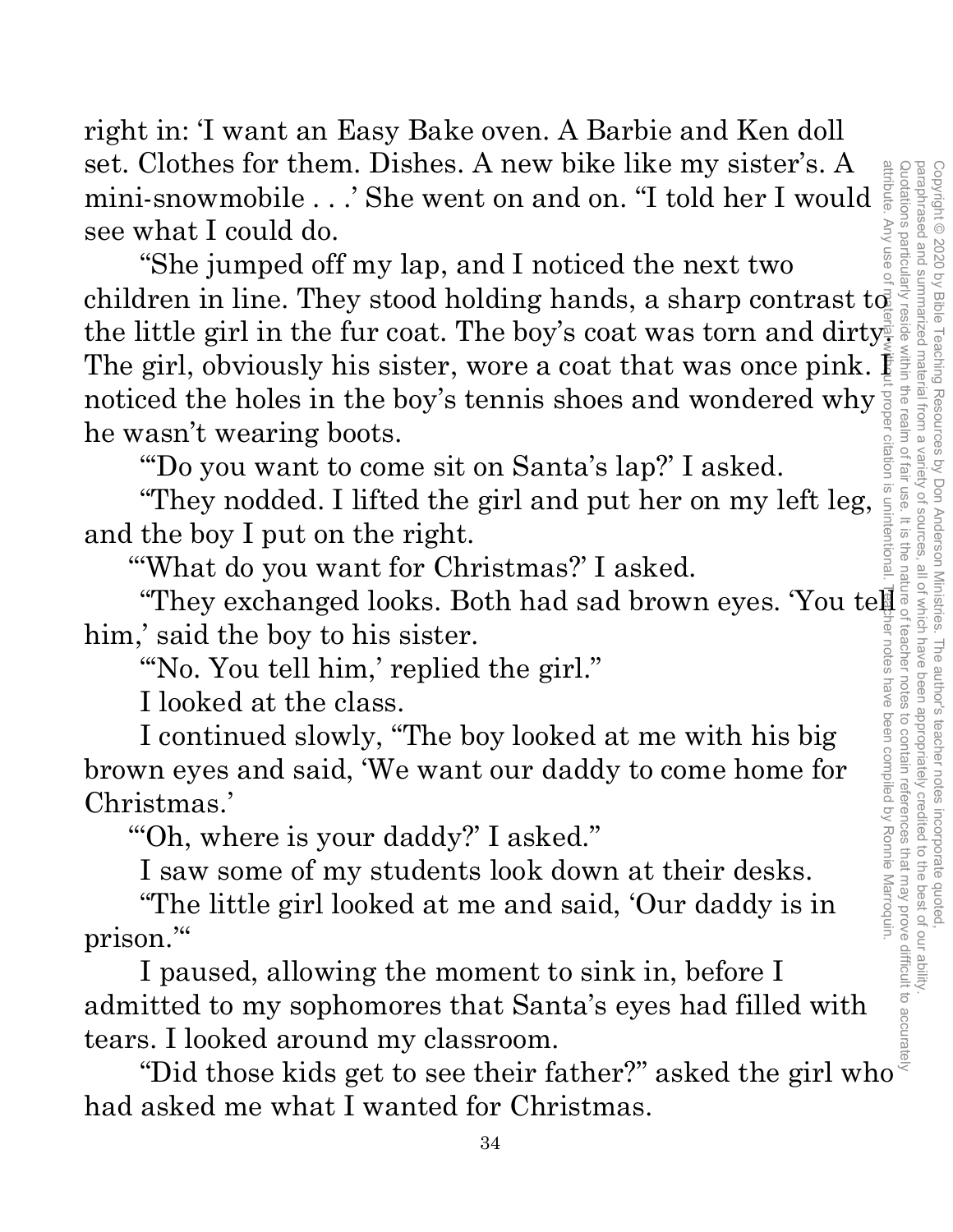right in: 'I want an Easy Bake oven. A Barbie and Ken doll set. Clothes for them. Dishes. A new bike like my sister's. A mini-snowmobile . . .' She went on and on. "I told her I would see what I could do.

"She jumped off my lap, and I noticed the next two children in line. They stood holding hands, a sharp contrast to the little girl in the fur coat. The boy's coat was torn and dirty. The girl, obviously his sister, wore a coat that was once pink. I noticed the holes in the boy's tennis shoes and wondered why he wasn't wearing boots.

"'Do you want to come sit on Santa's lap?' I asked.

"They nodded. I lifted the girl and put her on my left leg, and the boy I put on the right.

"'What do you want for Christmas?' I asked.

"They exchanged looks. Both had sad brown eyes. 'You tell him,' said the boy to his sister.

"'No. You tell him,' replied the girl."

I looked at the class.

I continued slowly, "The boy looked at me with his big brown eyes and said, 'We want our daddy to come home for Christmas.'

"'Oh, where is your daddy?' I asked."

I saw some of my students look down at their desks.

"The little girl looked at me and said, 'Our daddy is in prison.'"

I paused, allowing the moment to sink in, before I admitted to my sophomores that Santa's eyes had filled with tears. I looked around my classroom.

"Did those kids get to see their father?" asked the girl who had asked me what I wanted for Christmas.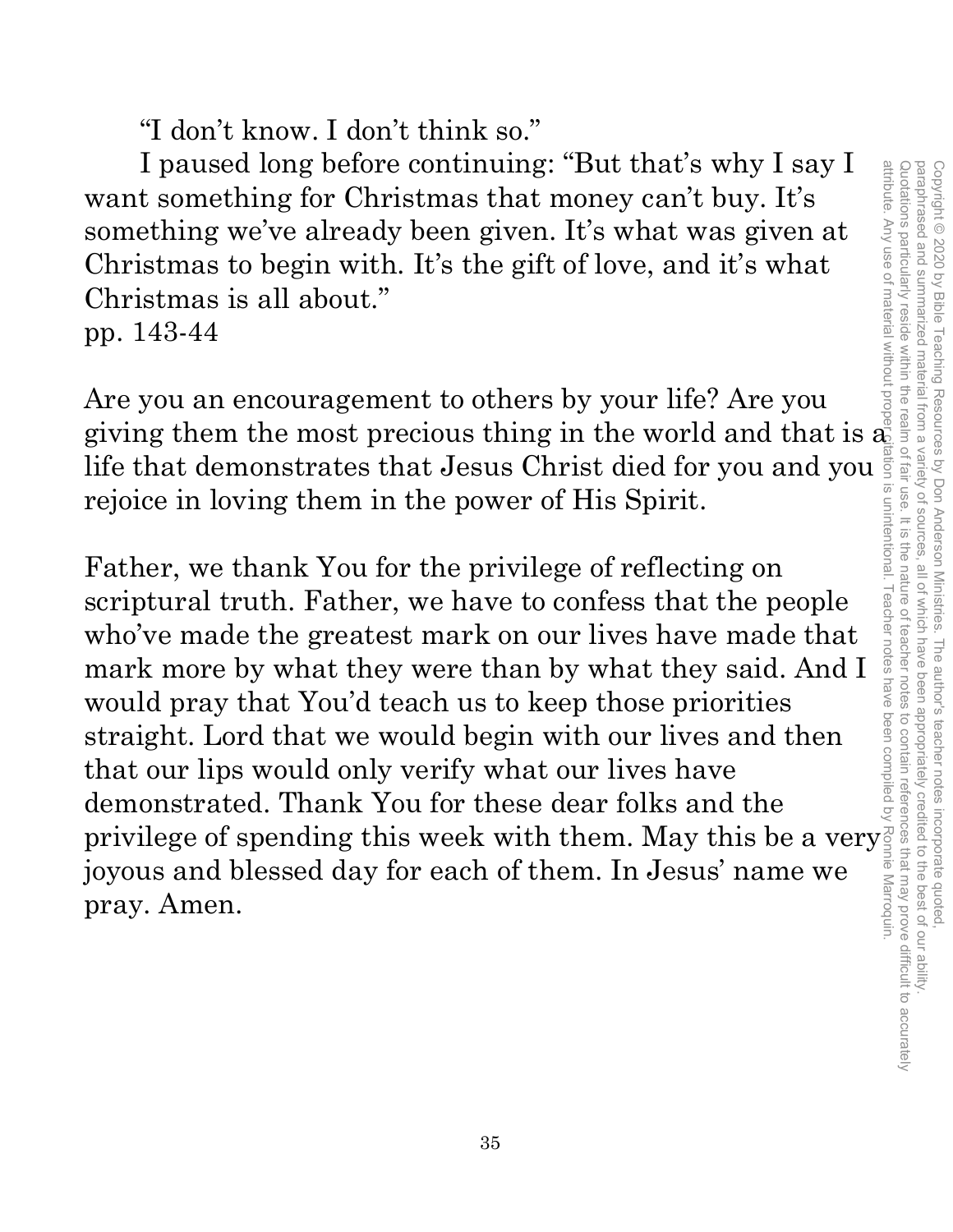"I don't know. I don't think so."

I paused long before continuing: "But that's why I say I want something for Christmas that money can't buy. It's something we've already been given. It's what was given at Christmas to begin with. It's the gift of love, and it's what Christmas is all about."
pp. 143-44

Are you an encouragement to others by your life? Are you giving them the most precious thing in the world and that is a life that demonstrates that Jesus Christ died for you and you rejoice in loving them in the power of His Spirit.

Father, we thank You for the privilege of reflecting on scriptural truth. Father, we have to confess that the people who've made the greatest mark on our lives have made that mark more by what they were than by what they said. And I would pray that You'd teach us to keep those priorities straight. Lord that we would begin with our lives and then that our lips would only verify what our lives have demonstrated. Thank You for these dear folks and the privilege of spending this week with them. May this be a very joyous and blessed day for each of them. In Jesus' name we pray. Amen.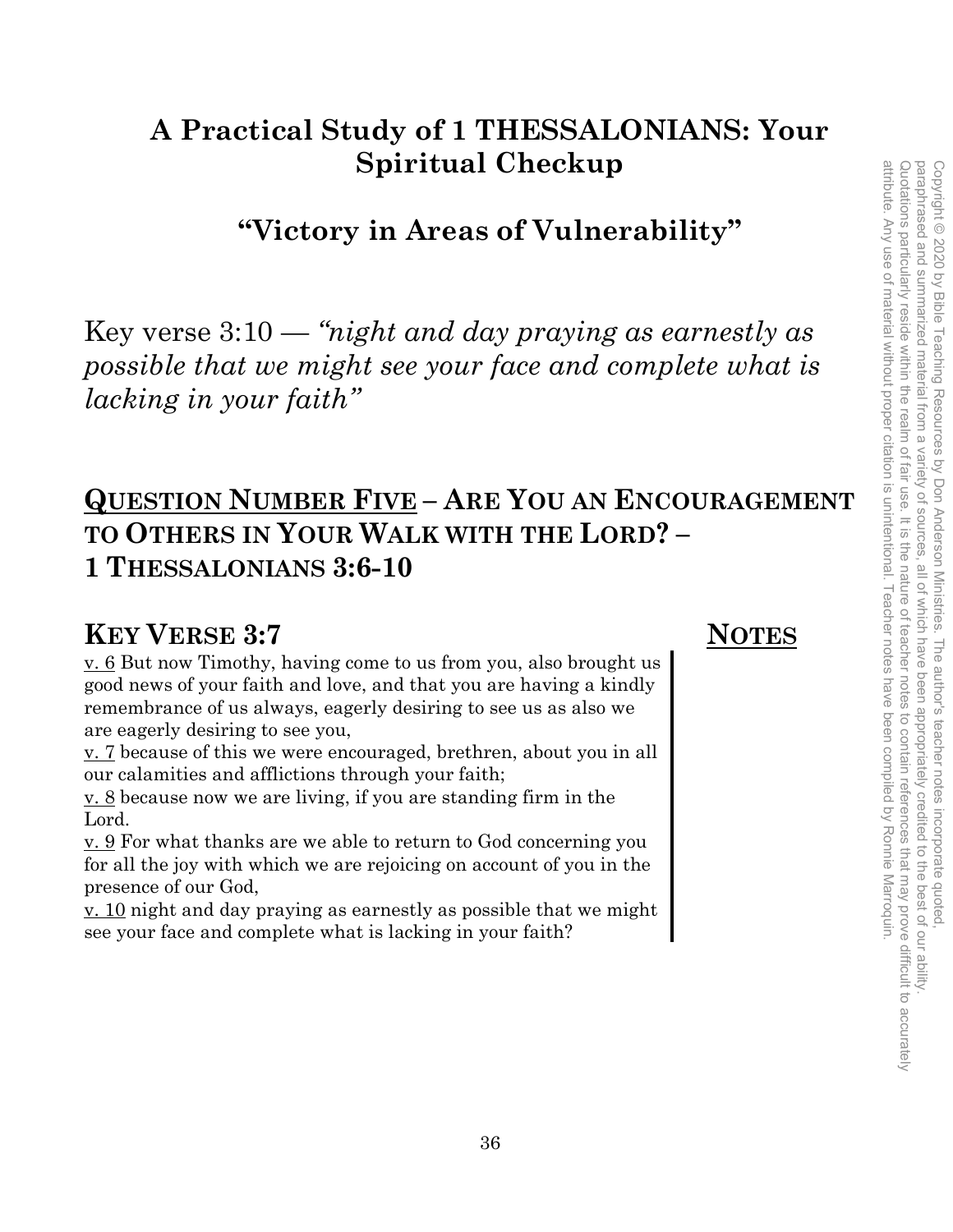# A Practical Study of 1 THESSALONIANS: Your Spiritual Checkup

## "Victory in Areas of Vulnerability"

Key verse 3:10 — *"night and day praying as earnestly as possible that we might see your face and complete what is lacking in your faith"*

## QUESTION NUMBER FIVE – ARE YOU AN ENCOURAGEMENT TO OTHERS IN YOUR WALK WITH THE LORD? – 1 THESSALONIANS 3:6-10

### KEY VERSE 3:7

**NOTES**

v. 6 But now Timothy, having come to us from you, also brought us good news of your faith and love, and that you are having a kindly remembrance of us always, eagerly desiring to see us as also we are eagerly desiring to see you,

v. 7 because of this we were encouraged, brethren, about you in all our calamities and afflictions through your faith;

v. 8 because now we are living, if you are standing firm in the Lord.

v. 9 For what thanks are we able to return to God concerning you for all the joy with which we are rejoicing on account of you in the presence of our God,

v. 10 night and day praying as earnestly as possible that we might see your face and complete what is lacking in your faith?

Copyright © 2020 by Bible Teaching Resources by Don Anderson Ministries. The author's teacher notes incorporate quoted, paraphrased and summarized material from a variety of sources, all of which have been appropriately credited to the best of our ability. Quotations particularly reside within the realm of fair use. It is the nature of teacher notes to contain references that may prove difficult to accurately attribute. Any use of material without proper citation is unintentional. Teacher notes have been compiled by Ronnie Marroquin.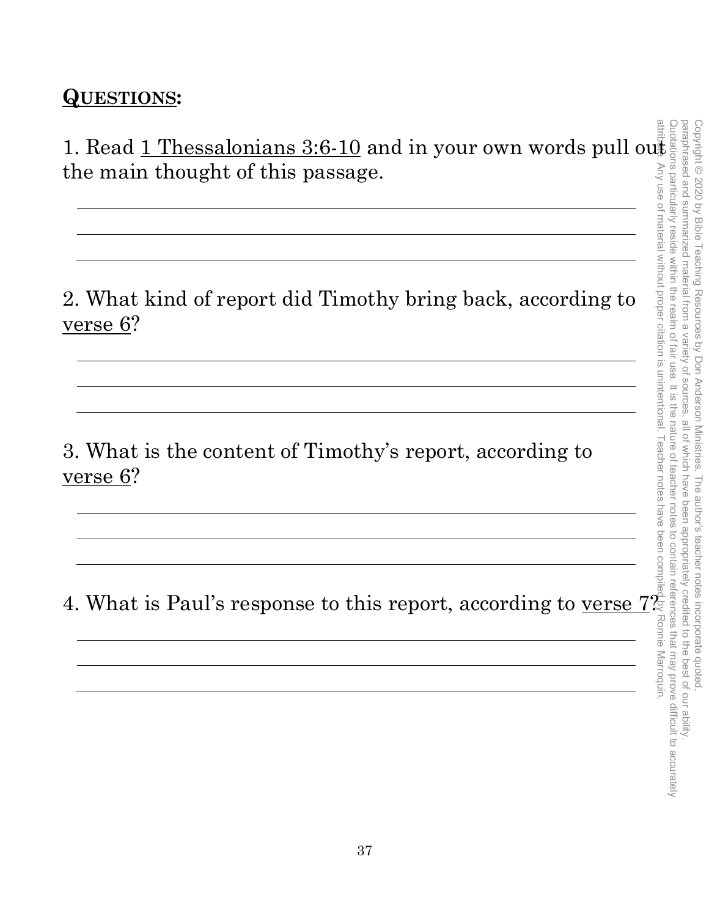**<u>QUESTIONS</u>:**

1. Read <u>1 Thessalonians 3:6-10</u> and in your own words pull out the main thought of this passage.

2. What kind of report did Timothy bring back, according to <u>verse 6</u>?

3. What is the content of Timothy's report, according to <u>verse 6</u>?

4. What is Paul's response to this report, according to <u>verse 7</u>?

Copyright © 2020 by Bible Teaching Resources by Don Anderson Ministries. The author's teacher notes incorporate quoted, paraphrased and summarized material from a variety of sources, all of which have been appropriately credited to the best of our ability. Quotations particularly reside within the realm of fair use. It is the nature of teacher notes to contain references that may prove difficult to accurately attribute. Any use of material without proper citation is unintentional. Teacher notes have been compiled by Ronnie Marroquin.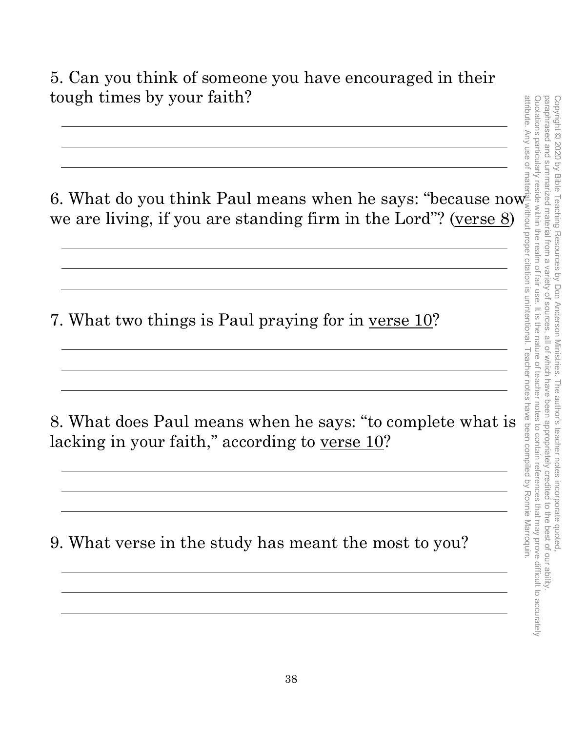5. Can you think of someone you have encouraged in their tough times by your faith?

6. What do you think Paul means when he says: "because now we are living, if you are standing firm in the Lord"? (verse 8)

7. What two things is Paul praying for in verse 10?

8. What does Paul means when he says: "to complete what is lacking in your faith," according to verse 10?

9. What verse in the study has meant the most to you?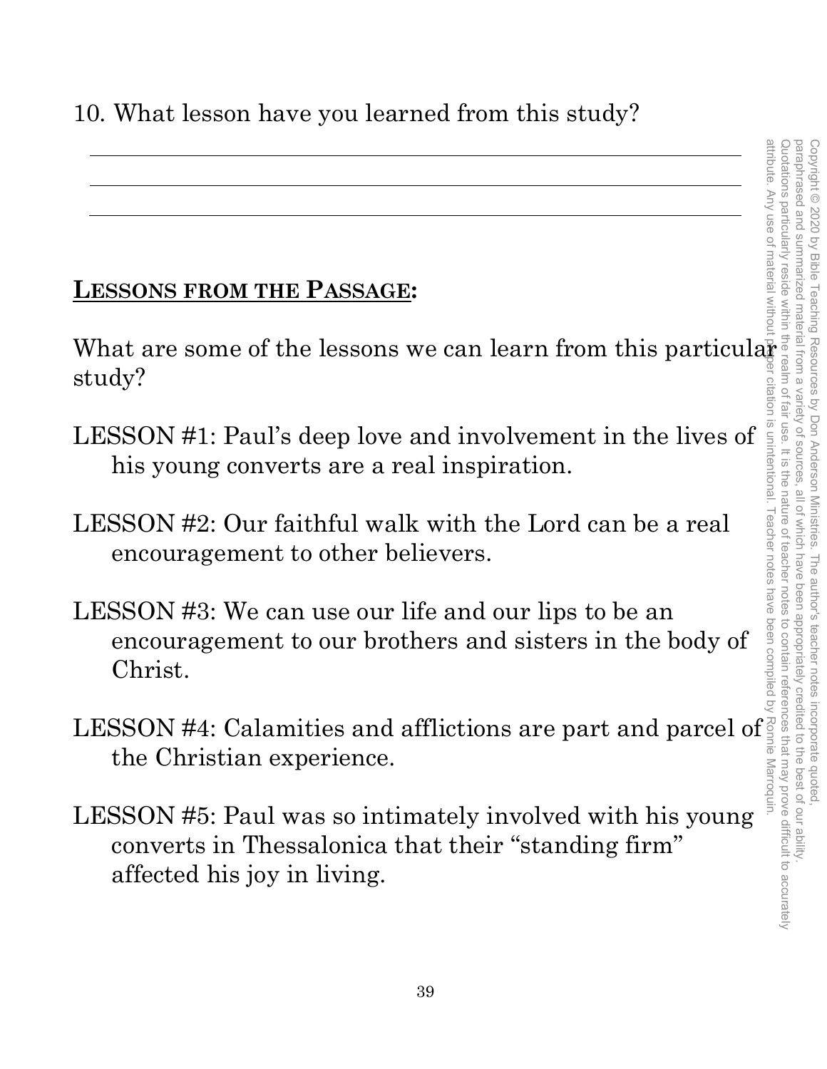10. What lesson have you learned from this study?

## **LESSONS FROM THE PASSAGE:**

What are some of the lessons we can learn from this particular study?

LESSON #1: Paul's deep love and involvement in the lives of his young converts are a real inspiration.

LESSON #2: Our faithful walk with the Lord can be a real encouragement to other believers.

LESSON #3: We can use our life and our lips to be an encouragement to our brothers and sisters in the body of Christ.

LESSON #4: Calamities and afflictions are part and parcel of the Christian experience.

LESSON #5: Paul was so intimately involved with his young converts in Thessalonica that their "standing firm" affected his joy in living.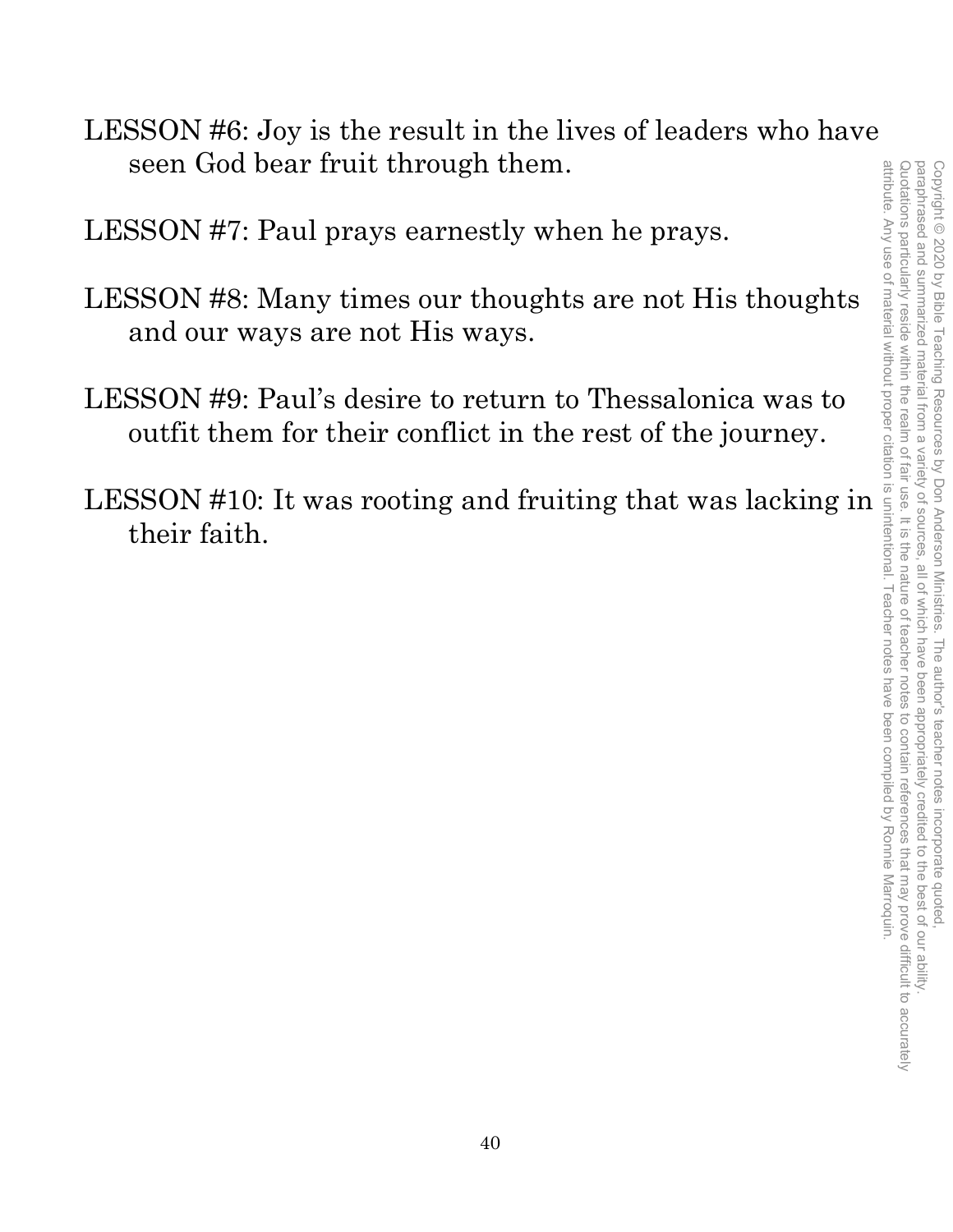LESSON #6: Joy is the result in the lives of leaders who have seen God bear fruit through them.

LESSON #7: Paul prays earnestly when he prays.

LESSON #8: Many times our thoughts are not His thoughts and our ways are not His ways.

LESSON #9: Paul's desire to return to Thessalonica was to outfit them for their conflict in the rest of the journey.

LESSON #10: It was rooting and fruiting that was lacking in their faith.